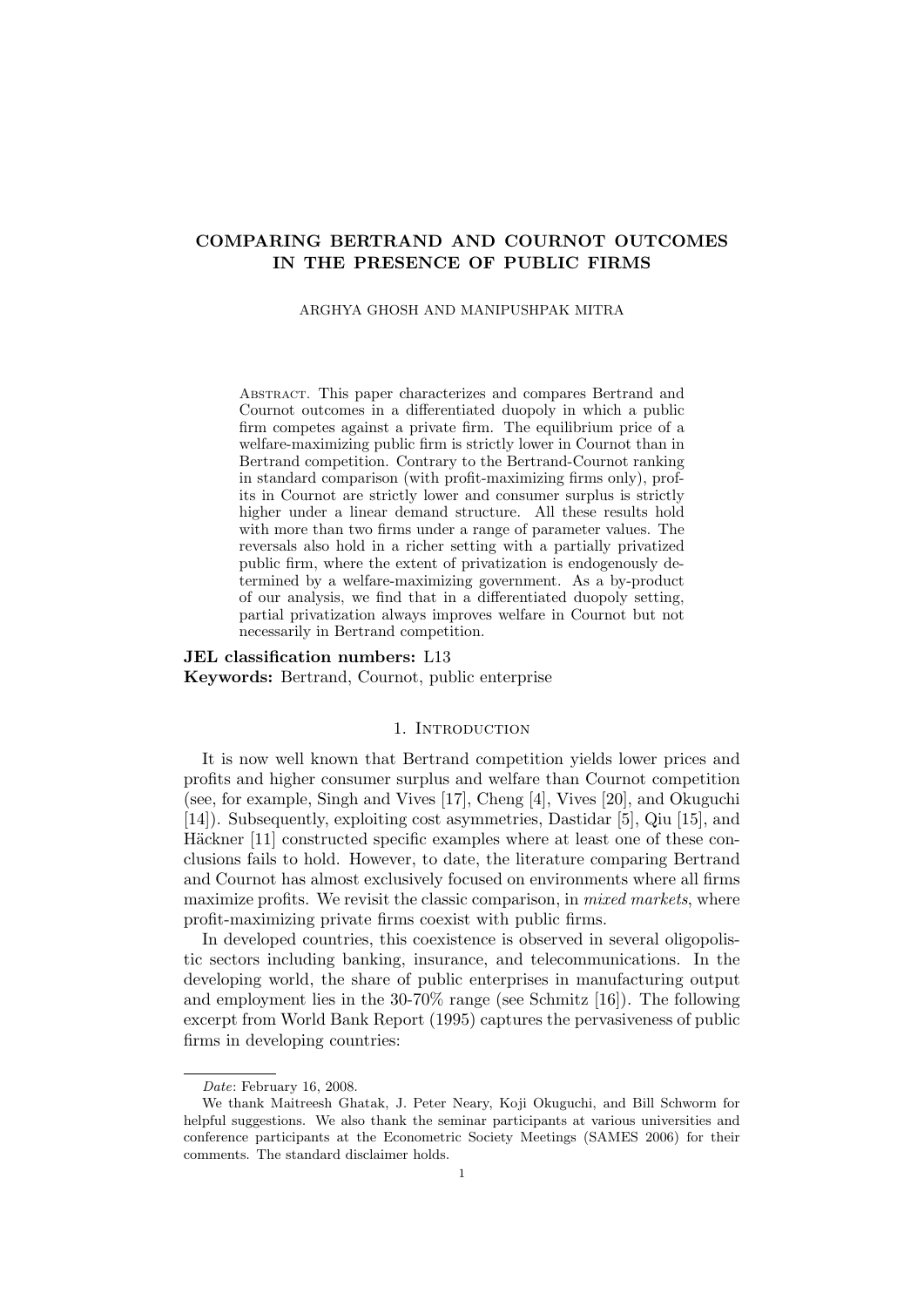# COMPARING BERTRAND AND COURNOT OUTCOMES IN THE PRESENCE OF PUBLIC FIRMS

ARGHYA GHOSH AND MANIPUSHPAK MITRA

Abstract. This paper characterizes and compares Bertrand and Cournot outcomes in a differentiated duopoly in which a public firm competes against a private firm. The equilibrium price of a welfare-maximizing public firm is strictly lower in Cournot than in Bertrand competition. Contrary to the Bertrand-Cournot ranking in standard comparison (with profit-maximizing firms only), profits in Cournot are strictly lower and consumer surplus is strictly higher under a linear demand structure. All these results hold with more than two firms under a range of parameter values. The reversals also hold in a richer setting with a partially privatized public firm, where the extent of privatization is endogenously determined by a welfare-maximizing government. As a by-product of our analysis, we find that in a differentiated duopoly setting, partial privatization always improves welfare in Cournot but not necessarily in Bertrand competition.

**JEL classification numbers:** L13

**Keywords:** Bertrand, Cournot, public enterprise

## 1. Introduction

It is now well known that Bertrand competition yields lower prices and profits and higher consumer surplus and welfare than Cournot competition (see, for example, Singh and Vives [17], Cheng [4], Vives [20], and Okuguchi [14]). Subsequently, exploiting cost asymmetries, Dastidar [5], Qiu [15], and Häckner [11] constructed specific examples where at least one of these conclusions fails to hold. However, to date, the literature comparing Bertrand and Cournot has almost exclusively focused on environments where all firms maximize profits. We revisit the classic comparison, in *mixed markets*, where profit-maximizing private firms coexist with public firms.

In developed countries, this coexistence is observed in several oligopolistic sectors including banking, insurance, and telecommunications. In the developing world, the share of public enterprises in manufacturing output and employment lies in the 30-70% range (see Schmitz [16]). The following excerpt from World Bank Report (1995) captures the pervasiveness of public firms in developing countries:

---

*Date*: February 16, 2008.

We thank Maitreesh Ghatak, J. Peter Neary, Koji Okuguchi, and Bill Schworm for helpful suggestions. We also thank the seminar participants at various universities and conference participants at the Econometric Society Meetings (SAMES 2006) for their comments. The standard disclaimer holds.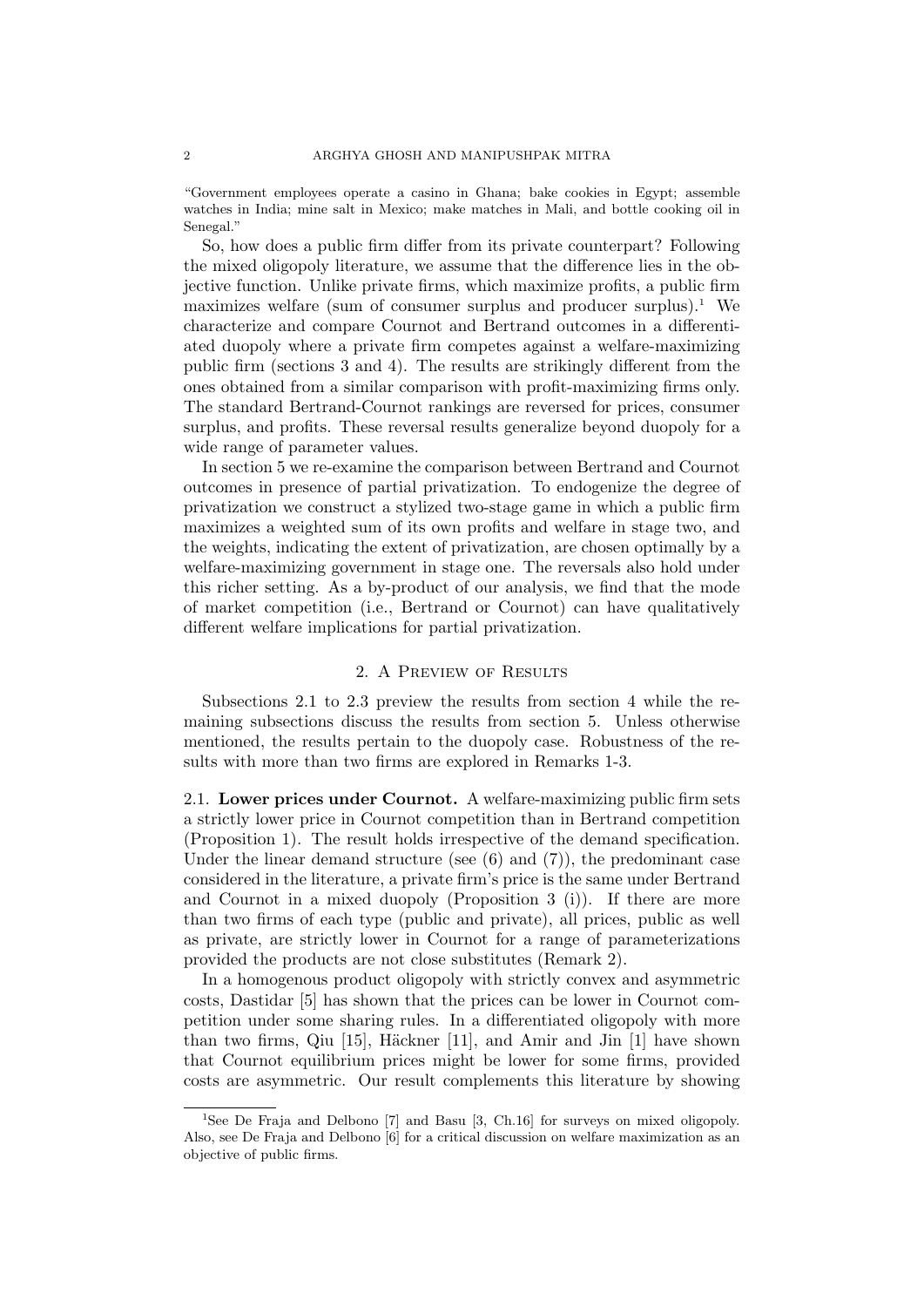"Government employees operate a casino in Ghana; bake cookies in Egypt; assemble watches in India; mine salt in Mexico; make matches in Mali, and bottle cooking oil in Senegal."

So, how does a public firm differ from its private counterpart? Following the mixed oligopoly literature, we assume that the difference lies in the objective function. Unlike private firms, which maximize profits, a public firm maximizes welfare (sum of consumer surplus and producer surplus).[1] We characterize and compare Cournot and Bertrand outcomes in a differentiated duopoly where a private firm competes against a welfare-maximizing public firm (sections 3 and 4). The results are strikingly different from the ones obtained from a similar comparison with profit-maximizing firms only. The standard Bertrand-Cournot rankings are reversed for prices, consumer surplus, and profits. These reversal results generalize beyond duopoly for a wide range of parameter values.

In section 5 we re-examine the comparison between Bertrand and Cournot outcomes in presence of partial privatization. To endogenize the degree of privatization we construct a stylized two-stage game in which a public firm maximizes a weighted sum of its own profits and welfare in stage two, and the weights, indicating the extent of privatization, are chosen optimally by a welfare-maximizing government in stage one. The reversals also hold under this richer setting. As a by-product of our analysis, we find that the mode of market competition (i.e., Bertrand or Cournot) can have qualitatively different welfare implications for partial privatization.

## 2. A Preview of Results

Subsections 2.1 to 2.3 preview the results from section 4 while the remaining subsections discuss the results from section 5. Unless otherwise mentioned, the results pertain to the duopoly case. Robustness of the results with more than two firms are explored in Remarks 1-3.

**2.1. Lower prices under Cournot.** A welfare-maximizing public firm sets a strictly lower price in Cournot competition than in Bertrand competition (Proposition 1). The result holds irrespective of the demand specification. Under the linear demand structure (see (6) and (7)), the predominant case considered in the literature, a private firm's price is the same under Bertrand and Cournot in a mixed duopoly (Proposition 3 (i)). If there are more than two firms of each type (public and private), all prices, public as well as private, are strictly lower in Cournot for a range of parameterizations provided the products are not close substitutes (Remark 2).

In a homogenous product oligopoly with strictly convex and asymmetric costs, Dastidar [5] has shown that the prices can be lower in Cournot competition under some sharing rules. In a differentiated oligopoly with more than two firms, Qiu [15], Häckner [11], and Amir and Jin [1] have shown that Cournot equilibrium prices might be lower for some firms, provided costs are asymmetric. Our result complements this literature by showing

[1] See De Fraja and Delbono [7] and Basu [3, Ch.16] for surveys on mixed oligopoly. Also, see De Fraja and Delbono [6] for a critical discussion on welfare maximization as an objective of public firms.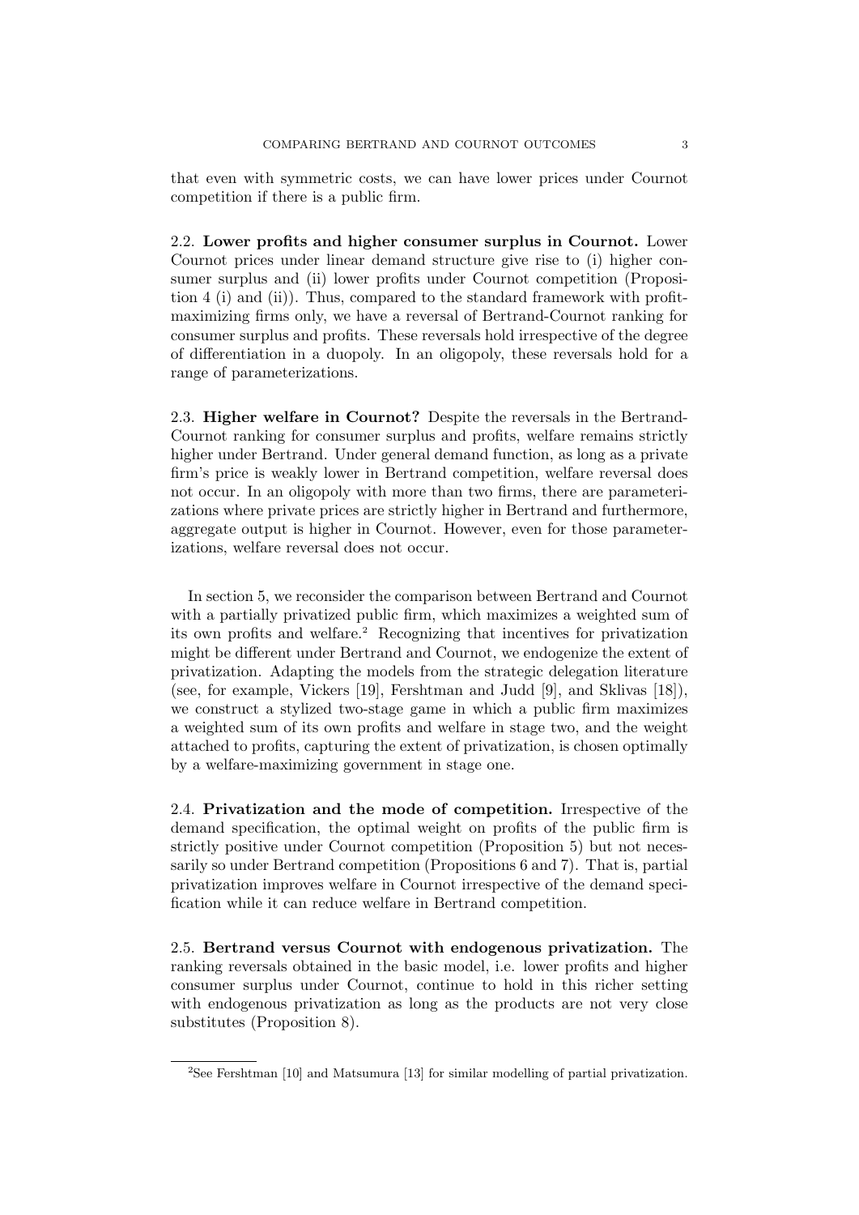that even with symmetric costs, we can have lower prices under Cournot competition if there is a public firm.

### 2.2. Lower profits and higher consumer surplus in Cournot.

Lower Cournot prices under linear demand structure give rise to (i) higher consumer surplus and (ii) lower profits under Cournot competition (Proposition 4 (i) and (ii)). Thus, compared to the standard framework with profit-maximizing firms only, we have a reversal of Bertrand-Cournot ranking for consumer surplus and profits. These reversals hold irrespective of the degree of differentiation in a duopoly. In an oligopoly, these reversals hold for a range of parameterizations.

### 2.3. Higher welfare in Cournot?

Despite the reversals in the Bertrand-Cournot ranking for consumer surplus and profits, welfare remains strictly higher under Bertrand. Under general demand function, as long as a private firm's price is weakly lower in Bertrand competition, welfare reversal does not occur. In an oligopoly with more than two firms, there are parameterizations where private prices are strictly higher in Bertrand and furthermore, aggregate output is higher in Cournot. However, even for those parameterizations, welfare reversal does not occur.

In section 5, we reconsider the comparison between Bertrand and Cournot with a partially privatized public firm, which maximizes a weighted sum of its own profits and welfare.[2] Recognizing that incentives for privatization might be different under Bertrand and Cournot, we endogenize the extent of privatization. Adapting the models from the strategic delegation literature (see, for example, Vickers [19], Fershtman and Judd [9], and Sklivas [18]), we construct a stylized two-stage game in which a public firm maximizes a weighted sum of its own profits and welfare in stage two, and the weight attached to profits, capturing the extent of privatization, is chosen optimally by a welfare-maximizing government in stage one.

### 2.4. Privatization and the mode of competition.

Irrespective of the demand specification, the optimal weight on profits of the public firm is strictly positive under Cournot competition (Proposition 5) but not necessarily so under Bertrand competition (Propositions 6 and 7). That is, partial privatization improves welfare in Cournot irrespective of the demand specification while it can reduce welfare in Bertrand competition.

### 2.5. Bertrand versus Cournot with endogenous privatization.

The ranking reversals obtained in the basic model, i.e. lower profits and higher consumer surplus under Cournot, continue to hold in this richer setting with endogenous privatization as long as the products are not very close substitutes (Proposition 8).

---

[2] See Fershtman [10] and Matsumura [13] for similar modelling of partial privatization.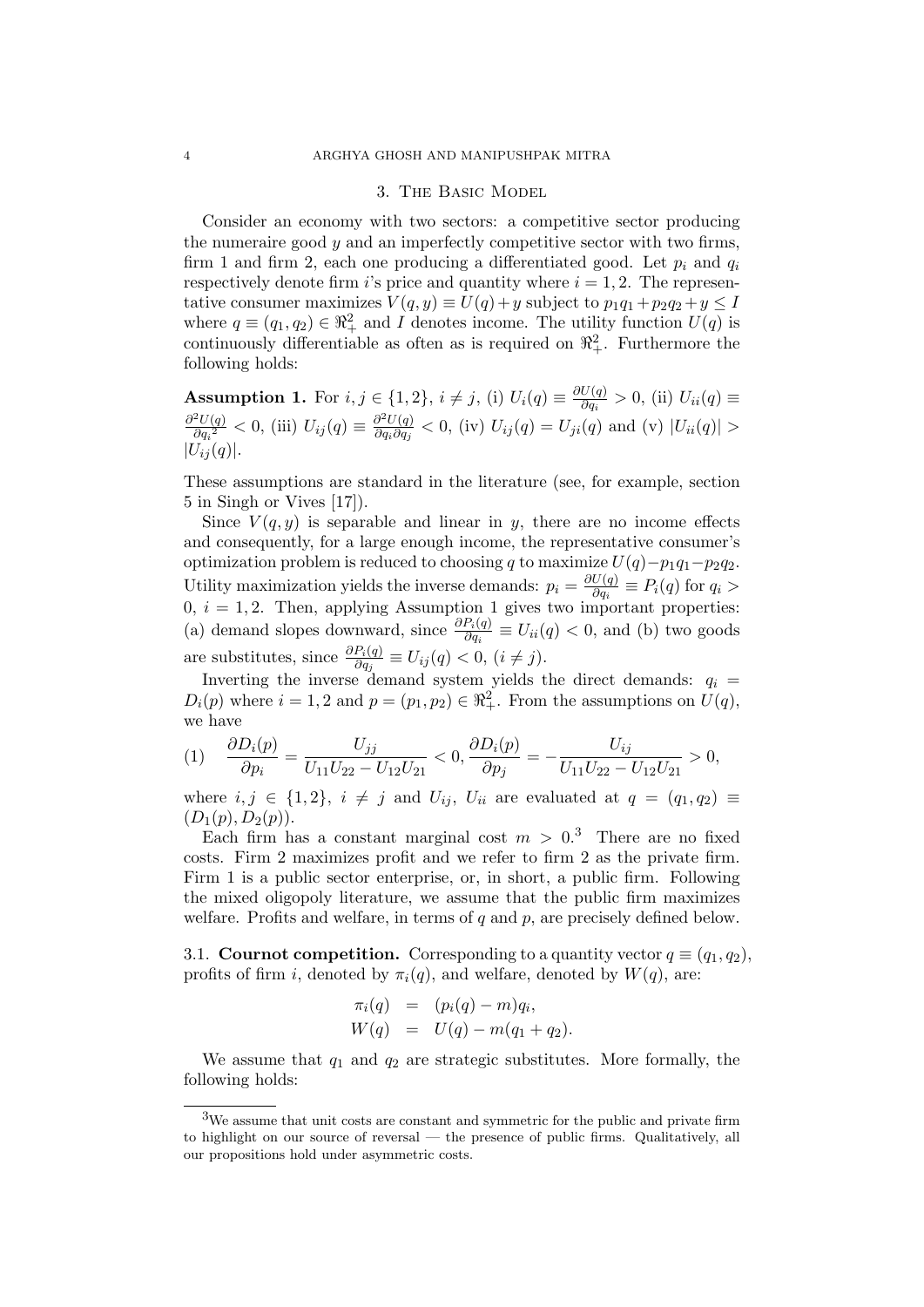## 3. The Basic Model

Consider an economy with two sectors: a competitive sector producing the numeraire good $y$ and an imperfectly competitive sector with two firms, firm 1 and firm 2, each one producing a differentiated good. Let $p_i$ and $q_i$ respectively denote firm $i$'s price and quantity where $i = 1, 2$. The representative consumer maximizes $V(q, y) \equiv U(q) + y$ subject to $p_1q_1 + p_2q_2 + y \leq I$ where $q \equiv (q_1, q_2) \in \Re^2_+$ and $I$ denotes income. The utility function $U(q)$ is continuously differentiable as often as is required on $\Re^2_+$. Furthermore the following holds:

**Assumption 1.** For $i, j \in \{1, 2\}$, $i \neq j$, (i) $U_i(q) \equiv \frac{\partial U(q)}{\partial q_i} > 0$, (ii) $U_{ii}(q) \equiv \frac{\partial^2 U(q)}{\partial {q_i}^2} < 0$, (iii) $U_{ij}(q) \equiv \frac{\partial^2 U(q)}{\partial q_i \partial q_j} < 0$, (iv) $U_{ij}(q) = U_{ji}(q)$ and (v) $|U_{ii}(q)| > |U_{ij}(q)|$.

These assumptions are standard in the literature (see, for example, section 5 in Singh or Vives [17]).

Since $V(q, y)$ is separable and linear in $y$, there are no income effects and consequently, for a large enough income, the representative consumer's optimization problem is reduced to choosing $q$ to maximize $U(q) - p_1q_1 - p_2q_2$. Utility maximization yields the inverse demands: $p_i = \frac{\partial U(q)}{\partial q_i} \equiv P_i(q)$ for $q_i > 0$, $i = 1, 2$. Then, applying Assumption 1 gives two important properties: (a) demand slopes downward, since $\frac{\partial P_i(q)}{\partial q_i} \equiv U_{ii}(q) < 0$, and (b) two goods are substitutes, since $\frac{\partial P_i(q)}{\partial q_j} \equiv U_{ij}(q) < 0$, $(i \neq j)$.

Inverting the inverse demand system yields the direct demands: $q_i = D_i(p)$ where $i = 1, 2$ and $p = (p_1, p_2) \in \Re^2_+$. From the assumptions on $U(q)$, we have

$$\frac{\partial D_i(p)}{\partial p_i} = \frac{U_{jj}}{U_{11}U_{22} - U_{12}U_{21}} < 0, \frac{\partial D_i(p)}{\partial p_j} = -\frac{U_{ij}}{U_{11}U_{22} - U_{12}U_{21}} > 0, \tag{1}$$

where $i, j \in \{1, 2\}$, $i \neq j$ and $U_{ij}$, $U_{ii}$ are evaluated at $q = (q_1, q_2) \equiv (D_1(p), D_2(p))$.

Each firm has a constant marginal cost $m > 0$.[3] There are no fixed costs. Firm 2 maximizes profit and we refer to firm 2 as the private firm. Firm 1 is a public sector enterprise, or, in short, a public firm. Following the mixed oligopoly literature, we assume that the public firm maximizes welfare. Profits and welfare, in terms of $q$ and $p$, are precisely defined below.

### 3.1. Cournot competition.

Corresponding to a quantity vector $q \equiv (q_1, q_2)$, profits of firm $i$, denoted by $\pi_i(q)$, and welfare, denoted by $W(q)$, are:

$$\begin{aligned} \pi_i(q) &= (p_i(q) - m)q_i, \\ W(q) &= U(q) - m(q_1 + q_2). \end{aligned}$$

We assume that $q_1$ and $q_2$ are strategic substitutes. More formally, the following holds:

---

[3] We assume that unit costs are constant and symmetric for the public and private firm to highlight on our source of reversal — the presence of public firms. Qualitatively, all our propositions hold under asymmetric costs.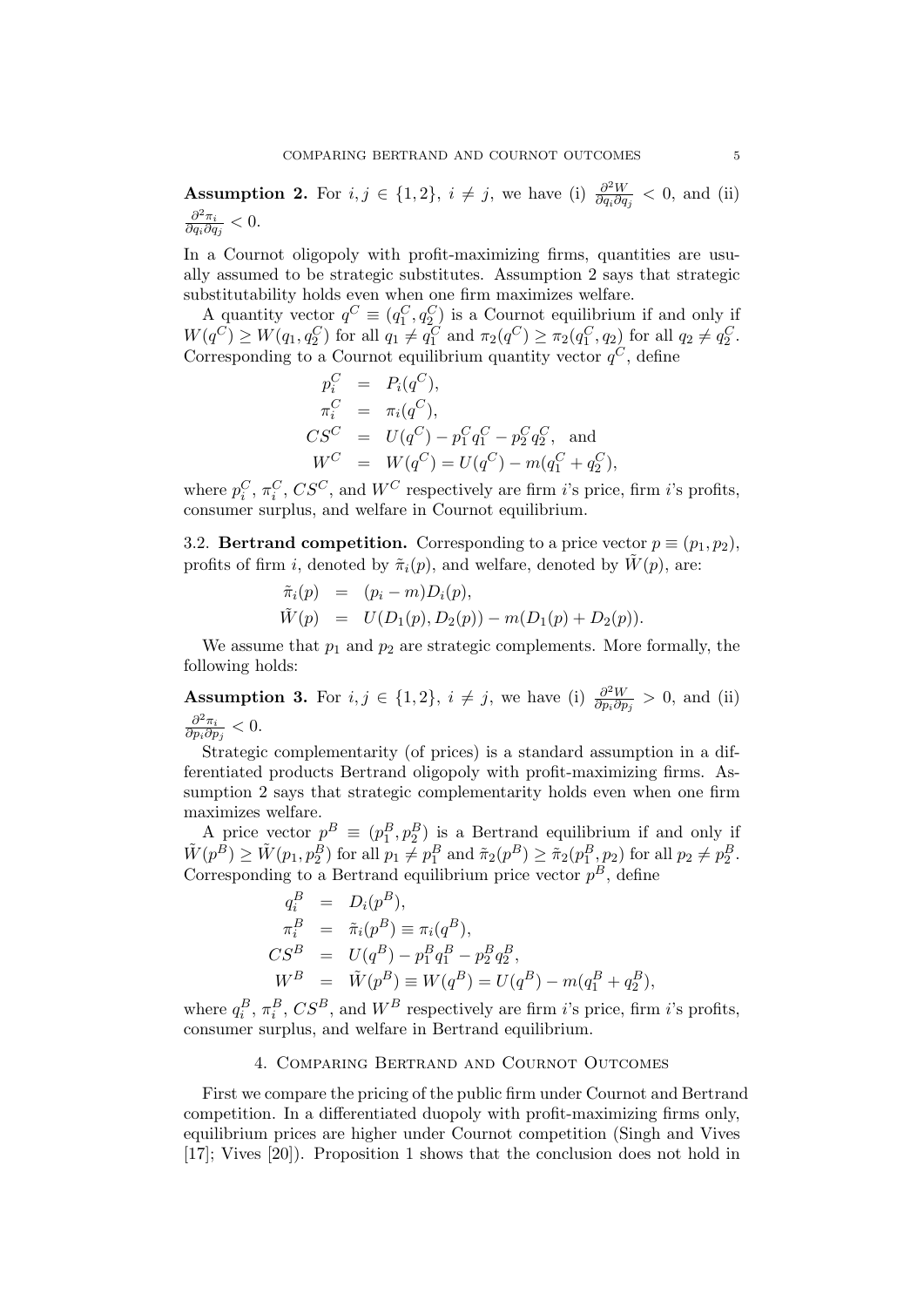**Assumption 2.** For $i, j \in \{1, 2\}$, $i \neq j$, we have (i) $\frac{\partial^2 W}{\partial q_i \partial q_j} < 0$, and (ii) $\frac{\partial^2 \pi_i}{\partial q_i \partial q_j} < 0$.

In a Cournot oligopoly with profit-maximizing firms, quantities are usually assumed to be strategic substitutes. Assumption 2 says that strategic substitutability holds even when one firm maximizes welfare.

A quantity vector $q^C \equiv (q_1^C, q_2^C)$ is a Cournot equilibrium if and only if $W(q^C) \geq W(q_1, q_2^C)$ for all $q_1 \neq q_1^C$ and $\pi_2(q^C) \geq \pi_2(q_1^C, q_2)$ for all $q_2 \neq q_2^C$. Corresponding to a Cournot equilibrium quantity vector $q^C$, define

$$
\begin{aligned}
p_i^C &= P_i(q^C), \\
\pi_i^C &= \pi_i(q^C), \\
CS^C &= U(q^C) - p_1^C q_1^C - p_2^C q_2^C, \quad \text{and} \\
W^C &= W(q^C) = U(q^C) - m(q_1^C + q_2^C),
\end{aligned}
$$

where $p_i^C$, $\pi_i^C$, $CS^C$, and $W^C$ respectively are firm $i$'s price, firm $i$'s profits, consumer surplus, and welfare in Cournot equilibrium.

3.2. **Bertrand competition.** Corresponding to a price vector $p \equiv (p_1, p_2)$, profits of firm $i$, denoted by $\tilde{\pi}_i(p)$, and welfare, denoted by $\tilde{W}(p)$, are:

$$
\begin{aligned}
\tilde{\pi}_i(p) &= (p_i - m)D_i(p), \\
\tilde{W}(p) &= U(D_1(p), D_2(p)) - m(D_1(p) + D_2(p)).
\end{aligned}
$$

We assume that $p_1$ and $p_2$ are strategic complements. More formally, the following holds:

**Assumption 3.** For $i, j \in \{1, 2\}$, $i \neq j$, we have (i) $\frac{\partial^2 W}{\partial p_i \partial p_j} > 0$, and (ii) $\frac{\partial^2 \pi_i}{\partial p_i \partial p_j} < 0$.

Strategic complementarity (of prices) is a standard assumption in a differentiated products Bertrand oligopoly with profit-maximizing firms. Assumption 2 says that strategic complementarity holds even when one firm maximizes welfare.

A price vector $p^B \equiv (p_1^B, p_2^B)$ is a Bertrand equilibrium if and only if $\tilde{W}(p^B) \geq \tilde{W}(p_1, p_2^B)$ for all $p_1 \neq p_1^B$ and $\tilde{\pi}_2(p^B) \geq \tilde{\pi}_2(p_1^B, p_2)$ for all $p_2 \neq p_2^B$. Corresponding to a Bertrand equilibrium price vector $p^B$, define

$$
\begin{aligned}
q_i^B &= D_i(p^B), \\
\pi_i^B &= \tilde{\pi}_i(p^B) \equiv \pi_i(q^B), \\
CS^B &= U(q^B) - p_1^B q_1^B - p_2^B q_2^B, \\
W^B &= \tilde{W}(p^B) \equiv W(q^B) = U(q^B) - m(q_1^B + q_2^B),
\end{aligned}
$$

where $q_i^B$, $\pi_i^B$, $CS^B$, and $W^B$ respectively are firm $i$'s price, firm $i$'s profits, consumer surplus, and welfare in Bertrand equilibrium.

## 4. Comparing Bertrand and Cournot Outcomes

First we compare the pricing of the public firm under Cournot and Bertrand competition. In a differentiated duopoly with profit-maximizing firms only, equilibrium prices are higher under Cournot competition (Singh and Vives [17]; Vives [20]). Proposition 1 shows that the conclusion does not hold in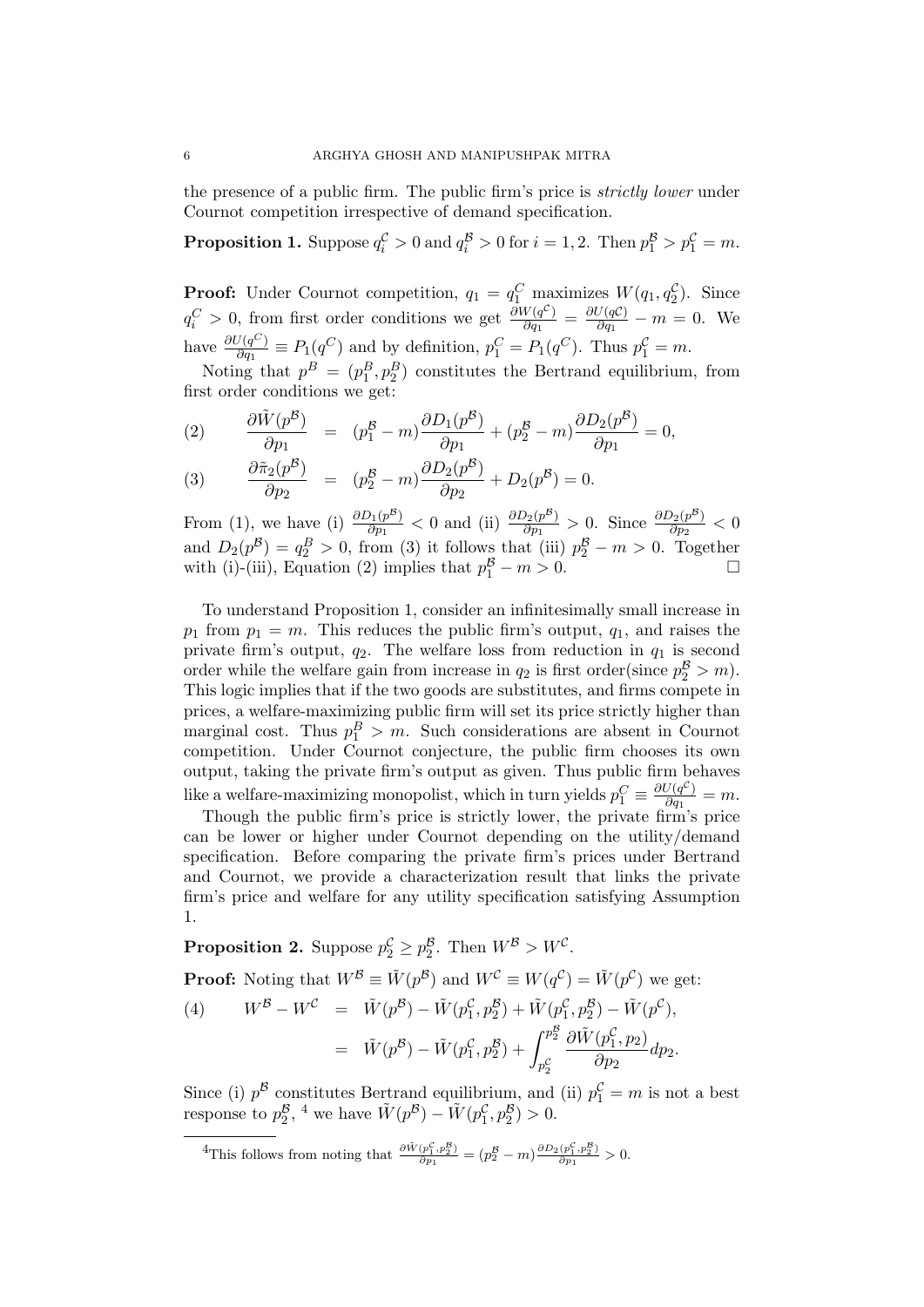the presence of a public firm. The public firm's price is *strictly lower* under Cournot competition irrespective of demand specification.

**Proposition 1.** Suppose $q_i^{\mathcal{C}} > 0$ and $q_i^{\mathcal{B}} > 0$ for $i = 1, 2$. Then $p_1^{\mathcal{B}} > p_1^{\mathcal{C}} = m$.

**Proof:** Under Cournot competition, $q_1 = q_1^C$ maximizes $W(q_1, q_2^{\mathcal{C}})$. Since $q_i^C > 0$, from first order conditions we get $\frac{\partial W(q^{\mathcal{C}})}{\partial q_1} = \frac{\partial U(q\mathcal{C})}{\partial q_1} - m = 0$. We have $\frac{\partial U(q^C)}{\partial q_1} \equiv P_1(q^C)$ and by definition, $p_1^C = P_1(q^C)$. Thus $p_1^{\mathcal{C}} = m$.

Noting that $p^B = (p_1^B, p_2^B)$ constitutes the Bertrand equilibrium, from first order conditions we get:

$$
\begin{aligned}
(2) \qquad \frac{\partial \tilde{W}(p^{\mathcal{B}})}{\partial p_1} &= (p_1^{\mathcal{B}} - m)\frac{\partial D_1(p^{\mathcal{B}})}{\partial p_1} + (p_2^{\mathcal{B}} - m)\frac{\partial D_2(p^{\mathcal{B}})}{\partial p_1} = 0, \\
(3) \qquad \frac{\partial \tilde{\pi}_2(p^{\mathcal{B}})}{\partial p_2} &= (p_2^{\mathcal{B}} - m)\frac{\partial D_2(p^{\mathcal{B}})}{\partial p_2} + D_2(p^{\mathcal{B}}) = 0.
\end{aligned}
$$

From (1), we have (i) $\frac{\partial D_1(p^{\mathcal{B}})}{\partial p_1} < 0$ and (ii) $\frac{\partial D_2(p^{\mathcal{B}})}{\partial p_1} > 0$. Since $\frac{\partial D_2(p^{\mathcal{B}})}{\partial p_2} < 0$ and $D_2(p^{\mathcal{B}}) = q_2^B > 0$, from (3) it follows that (iii) $p_2^{\mathcal{B}} - m > 0$. Together with (i)-(iii), Equation (2) implies that $p_1^{\mathcal{B}} - m > 0$. □

To understand Proposition 1, consider an infinitesimally small increase in $p_1$ from $p_1 = m$. This reduces the public firm's output, $q_1$, and raises the private firm's output, $q_2$. The welfare loss from reduction in $q_1$ is second order while the welfare gain from increase in $q_2$ is first order(since $p_2^{\mathcal{B}} > m$). This logic implies that if the two goods are substitutes, and firms compete in prices, a welfare-maximizing public firm will set its price strictly higher than marginal cost. Thus $p_1^B > m$. Such considerations are absent in Cournot competition. Under Cournot conjecture, the public firm chooses its own output, taking the private firm's output as given. Thus public firm behaves like a welfare-maximizing monopolist, which in turn yields $p_1^C \equiv \frac{\partial U(q^{\mathcal{C}})}{\partial q_1} = m$.

Though the public firm's price is strictly lower, the private firm's price can be lower or higher under Cournot depending on the utility/demand specification. Before comparing the private firm's prices under Bertrand and Cournot, we provide a characterization result that links the private firm's price and welfare for any utility specification satisfying Assumption 1.

**Proposition 2.** Suppose $p_2^{\mathcal{C}} \geq p_2^{\mathcal{B}}$. Then $W^{\mathcal{B}} > W^{\mathcal{C}}$.

**Proof:** Noting that $W^{\mathcal{B}} \equiv \tilde{W}(p^{\mathcal{B}})$ and $W^{\mathcal{C}} \equiv W(q^{\mathcal{C}}) = \tilde{W}(p^{\mathcal{C}})$ we get:

$$
\begin{aligned}
(4) \qquad W^{\mathcal{B}} - W^{\mathcal{C}} &= \tilde{W}(p^{\mathcal{B}}) - \tilde{W}(p_1^{\mathcal{C}}, p_2^{\mathcal{B}}) + \tilde{W}(p_1^{\mathcal{C}}, p_2^{\mathcal{B}}) - \tilde{W}(p^{\mathcal{C}}), \\
&= \tilde{W}(p^{\mathcal{B}}) - \tilde{W}(p_1^{\mathcal{C}}, p_2^{\mathcal{B}}) + \int_{p_2^{\mathcal{C}}}^{p_2^{\mathcal{B}}} \frac{\partial \tilde{W}(p_1^{\mathcal{C}}, p_2)}{\partial p_2} dp_2.
\end{aligned}
$$

Since (i) $p^{\mathcal{B}}$ constitutes Bertrand equilibrium, and (ii) $p_1^{\mathcal{C}} = m$ is not a best response to $p_2^{\mathcal{B}}$, [4] we have $\tilde{W}(p^{\mathcal{B}}) - \tilde{W}(p_1^{\mathcal{C}}, p_2^{\mathcal{B}}) > 0$.

---

[4] This follows from noting that $\frac{\partial \tilde{W}(p_1^{\mathcal{C}}, p_2^{\mathcal{B}})}{\partial p_1} = (p_2^{\mathcal{B}} - m)\frac{\partial D_2(p_1^{\mathcal{C}}, p_2^{\mathcal{B}})}{\partial p_1} > 0$.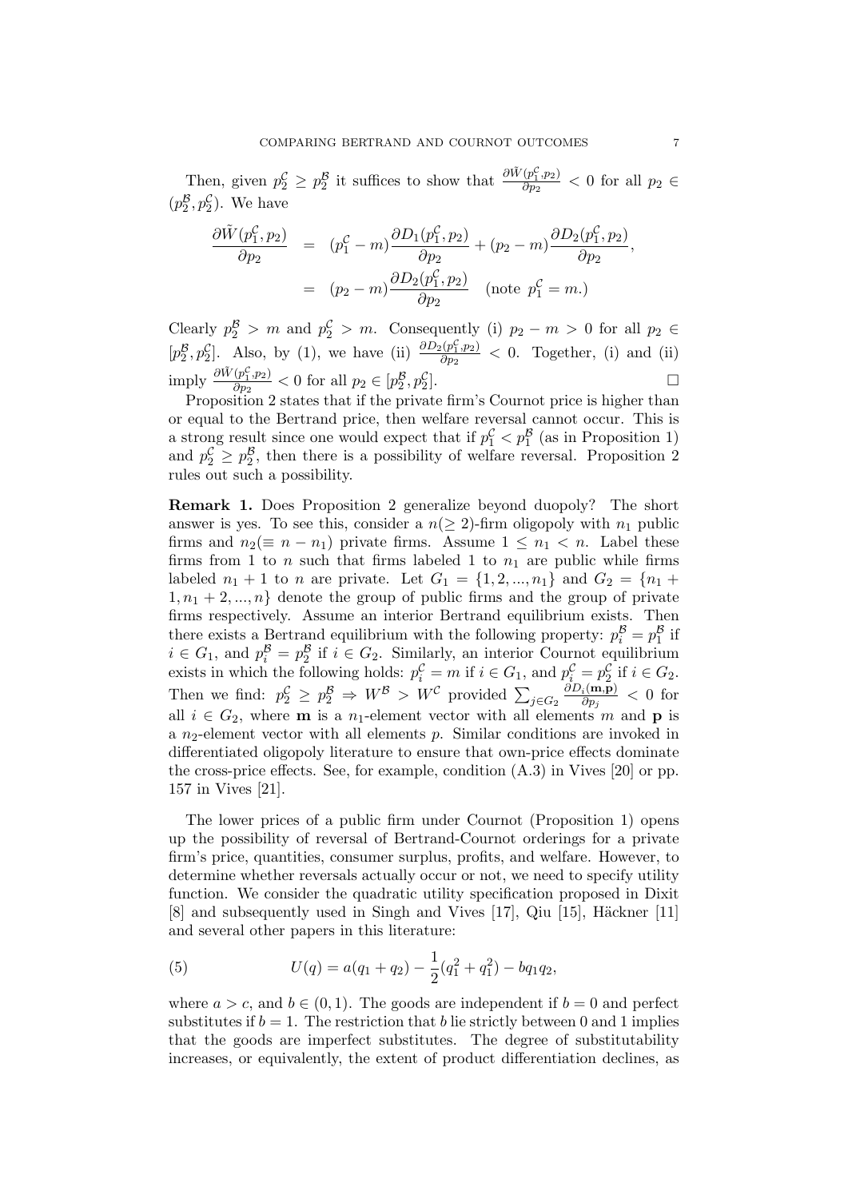Then, given $p_2^{\mathcal{C}} \geq p_2^{\mathcal{B}}$ it suffices to show that $\frac{\partial \tilde{W}(p_1^{\mathcal{C}}, p_2)}{\partial p_2} < 0$ for all $p_2 \in (p_2^{\mathcal{B}}, p_2^{\mathcal{C}})$. We have

$$
\begin{aligned}
\frac{\partial \tilde{W}(p_1^{\mathcal{C}}, p_2)}{\partial p_2} &= (p_1^{\mathcal{C}} - m)\frac{\partial D_1(p_1^{\mathcal{C}}, p_2)}{\partial p_2} + (p_2 - m)\frac{\partial D_2(p_1^{\mathcal{C}}, p_2)}{\partial p_2}, \\
&= (p_2 - m)\frac{\partial D_2(p_1^{\mathcal{C}}, p_2)}{\partial p_2} \quad (\text{note } p_1^{\mathcal{C}} = m.)
\end{aligned}
$$

Clearly $p_2^{\mathcal{B}} > m$ and $p_2^{\mathcal{C}} > m$. Consequently (i) $p_2 - m > 0$ for all $p_2 \in [p_2^{\mathcal{B}}, p_2^{\mathcal{C}}]$. Also, by (1), we have (ii) $\frac{\partial D_2(p_1^{\mathcal{C}}, p_2)}{\partial p_2} < 0$. Together, (i) and (ii) imply $\frac{\partial \tilde{W}(p_1^{\mathcal{C}}, p_2)}{\partial p_2} < 0$ for all $p_2 \in [p_2^{\mathcal{B}}, p_2^{\mathcal{C}}]$. $\square$

Proposition 2 states that if the private firm's Cournot price is higher than or equal to the Bertrand price, then welfare reversal cannot occur. This is a strong result since one would expect that if $p_1^{\mathcal{C}} < p_1^{\mathcal{B}}$ (as in Proposition 1) and $p_2^{\mathcal{C}} \geq p_2^{\mathcal{B}}$, then there is a possibility of welfare reversal. Proposition 2 rules out such a possibility.

**Remark 1.** Does Proposition 2 generalize beyond duopoly? The short answer is yes. To see this, consider a $n(\geq 2)$-firm oligopoly with $n_1$ public firms and $n_2(\equiv n - n_1)$ private firms. Assume $1 \leq n_1 < n$. Label these firms from 1 to $n$ such that firms labeled 1 to $n_1$ are public while firms labeled $n_1 + 1$ to $n$ are private. Let $G_1 = \{1, 2, ..., n_1\}$ and $G_2 = \{n_1 + 1, n_1 + 2, ..., n\}$ denote the group of public firms and the group of private firms respectively. Assume an interior Bertrand equilibrium exists. Then there exists a Bertrand equilibrium with the following property: $p_i^{\mathcal{B}} = p_1^{\mathcal{B}}$ if $i \in G_1$, and $p_i^{\mathcal{B}} = p_2^{\mathcal{B}}$ if $i \in G_2$. Similarly, an interior Cournot equilibrium exists in which the following holds: $p_i^{\mathcal{C}} = m$ if $i \in G_1$, and $p_i^{\mathcal{C}} = p_2^{\mathcal{C}}$ if $i \in G_2$. Then we find: $p_2^{\mathcal{C}} \geq p_2^{\mathcal{B}} \Rightarrow W^{\mathcal{B}} > W^{\mathcal{C}}$ provided $\sum_{j \in G_2} \frac{\partial D_i(\mathbf{m}, \mathbf{p})}{\partial p_j} < 0$ for all $i \in G_2$, where $\mathbf{m}$ is a $n_1$-element vector with all elements $m$ and $\mathbf{p}$ is a $n_2$-element vector with all elements $p$. Similar conditions are invoked in differentiated oligopoly literature to ensure that own-price effects dominate the cross-price effects. See, for example, condition (A.3) in Vives [20] or pp. 157 in Vives [21].

The lower prices of a public firm under Cournot (Proposition 1) opens up the possibility of reversal of Bertrand-Cournot orderings for a private firm's price, quantities, consumer surplus, profits, and welfare. However, to determine whether reversals actually occur or not, we need to specify utility function. We consider the quadratic utility specification proposed in Dixit [8] and subsequently used in Singh and Vives [17], Qiu [15], Häckner [11] and several other papers in this literature:

$$
U(q) = a(q_1 + q_2) - \frac{1}{2}(q_1^2 + q_1^2) - bq_1q_2, \tag{5}
$$

where $a > c$, and $b \in (0, 1)$. The goods are independent if $b = 0$ and perfect substitutes if $b = 1$. The restriction that $b$ lie strictly between 0 and 1 implies that the goods are imperfect substitutes. The degree of substitutability increases, or equivalently, the extent of product differentiation declines, as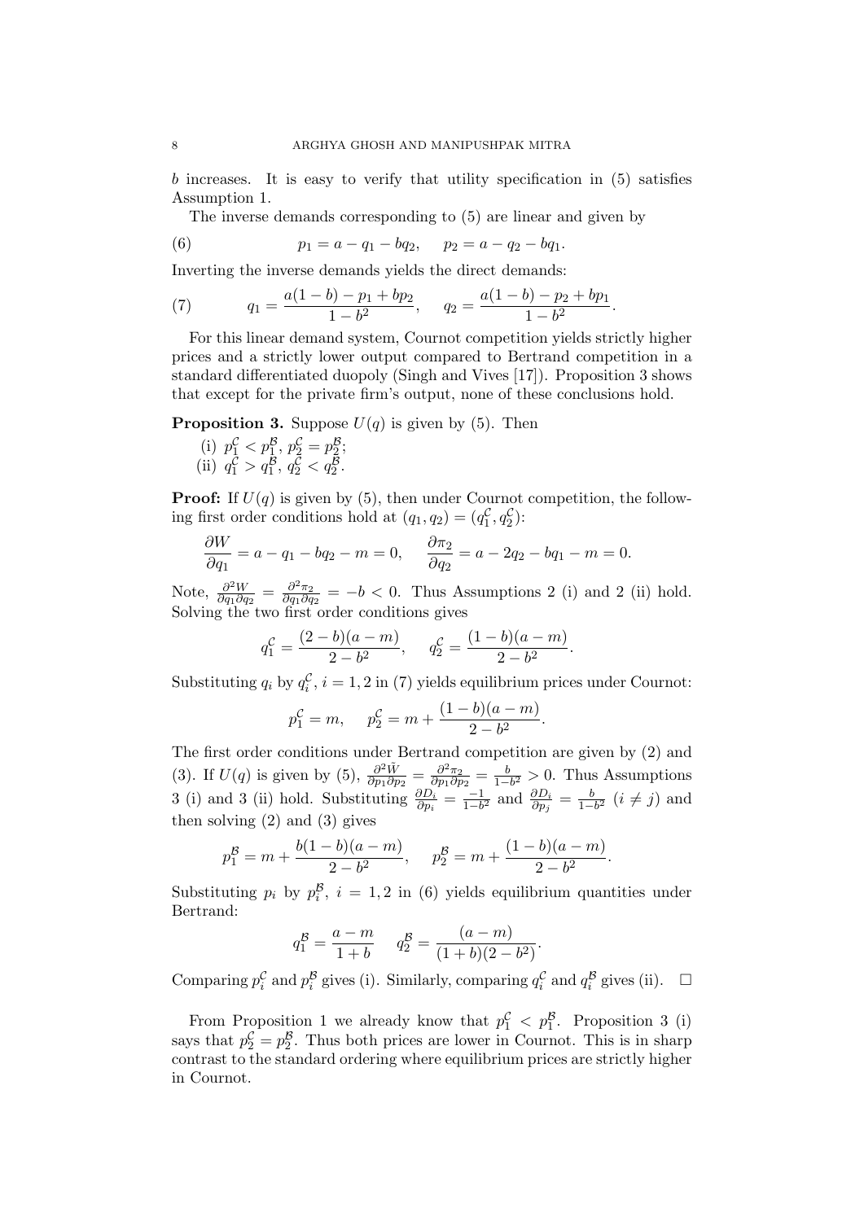$b$ increases. It is easy to verify that utility specification in (5) satisfies Assumption 1.

The inverse demands corresponding to (5) are linear and given by

$$p_1 = a - q_1 - bq_2, \quad p_2 = a - q_2 - bq_1. \tag{6}$$

Inverting the inverse demands yields the direct demands:

$$q_1 = \frac{a(1-b) - p_1 + bp_2}{1-b^2}, \quad q_2 = \frac{a(1-b) - p_2 + bp_1}{1-b^2}. \tag{7}$$

For this linear demand system, Cournot competition yields strictly higher prices and a strictly lower output compared to Bertrand competition in a standard differentiated duopoly (Singh and Vives [17]). Proposition 3 shows that except for the private firm's output, none of these conclusions hold.

**Proposition 3.** Suppose $U(q)$ is given by (5). Then

(i) $p_1^{\mathcal{C}} < p_1^{\mathcal{B}}$, $p_2^{\mathcal{C}} = p_2^{\mathcal{B}}$;
(ii) $q_1^{\mathcal{C}} > q_1^{\mathcal{B}}$, $q_2^{\mathcal{C}} < q_2^{\mathcal{B}}$.

**Proof:** If $U(q)$ is given by (5), then under Cournot competition, the following first order conditions hold at $(q_1, q_2) = (q_1^{\mathcal{C}}, q_2^{\mathcal{C}})$:

$$\frac{\partial W}{\partial q_1} = a - q_1 - bq_2 - m = 0, \quad \frac{\partial \pi_2}{\partial q_2} = a - 2q_2 - bq_1 - m = 0.$$

Note, $\frac{\partial^2 W}{\partial q_1 \partial q_2} = \frac{\partial^2 \pi_2}{\partial q_1 \partial q_2} = -b < 0$. Thus Assumptions 2 (i) and 2 (ii) hold. Solving the two first order conditions gives

$$q_1^{\mathcal{C}} = \frac{(2-b)(a-m)}{2-b^2}, \quad q_2^{\mathcal{C}} = \frac{(1-b)(a-m)}{2-b^2}.$$

Substituting $q_i$ by $q_i^{\mathcal{C}}$, $i = 1, 2$ in (7) yields equilibrium prices under Cournot:

$$p_1^{\mathcal{C}} = m, \quad p_2^{\mathcal{C}} = m + \frac{(1-b)(a-m)}{2-b^2}.$$

The first order conditions under Bertrand competition are given by (2) and (3). If $U(q)$ is given by (5), $\frac{\partial^2 \tilde{W}}{\partial p_1 \partial p_2} = \frac{\partial^2 \pi_2}{\partial p_1 \partial p_2} = \frac{b}{1-b^2} > 0$. Thus Assumptions 3 (i) and 3 (ii) hold. Substituting $\frac{\partial D_i}{\partial p_i} = \frac{-1}{1-b^2}$ and $\frac{\partial D_i}{\partial p_j} = \frac{b}{1-b^2}$ $(i \neq j)$ and then solving (2) and (3) gives

$$p_1^{\mathcal{B}} = m + \frac{b(1-b)(a-m)}{2-b^2}, \quad p_2^{\mathcal{B}} = m + \frac{(1-b)(a-m)}{2-b^2}.$$

Substituting $p_i$ by $p_i^{\mathcal{B}}$, $i = 1, 2$ in (6) yields equilibrium quantities under Bertrand:

$$q_1^{\mathcal{B}} = \frac{a-m}{1+b} \quad q_2^{\mathcal{B}} = \frac{(a-m)}{(1+b)(2-b^2)}.$$

Comparing $p_i^{\mathcal{C}}$ and $p_i^{\mathcal{B}}$ gives (i). Similarly, comparing $q_i^{\mathcal{C}}$ and $q_i^{\mathcal{B}}$ gives (ii). $\square$

From Proposition 1 we already know that $p_1^{\mathcal{C}} < p_1^{\mathcal{B}}$. Proposition 3 (i) says that $p_2^{\mathcal{C}} = p_2^{\mathcal{B}}$. Thus both prices are lower in Cournot. This is in sharp contrast to the standard ordering where equilibrium prices are strictly higher in Cournot.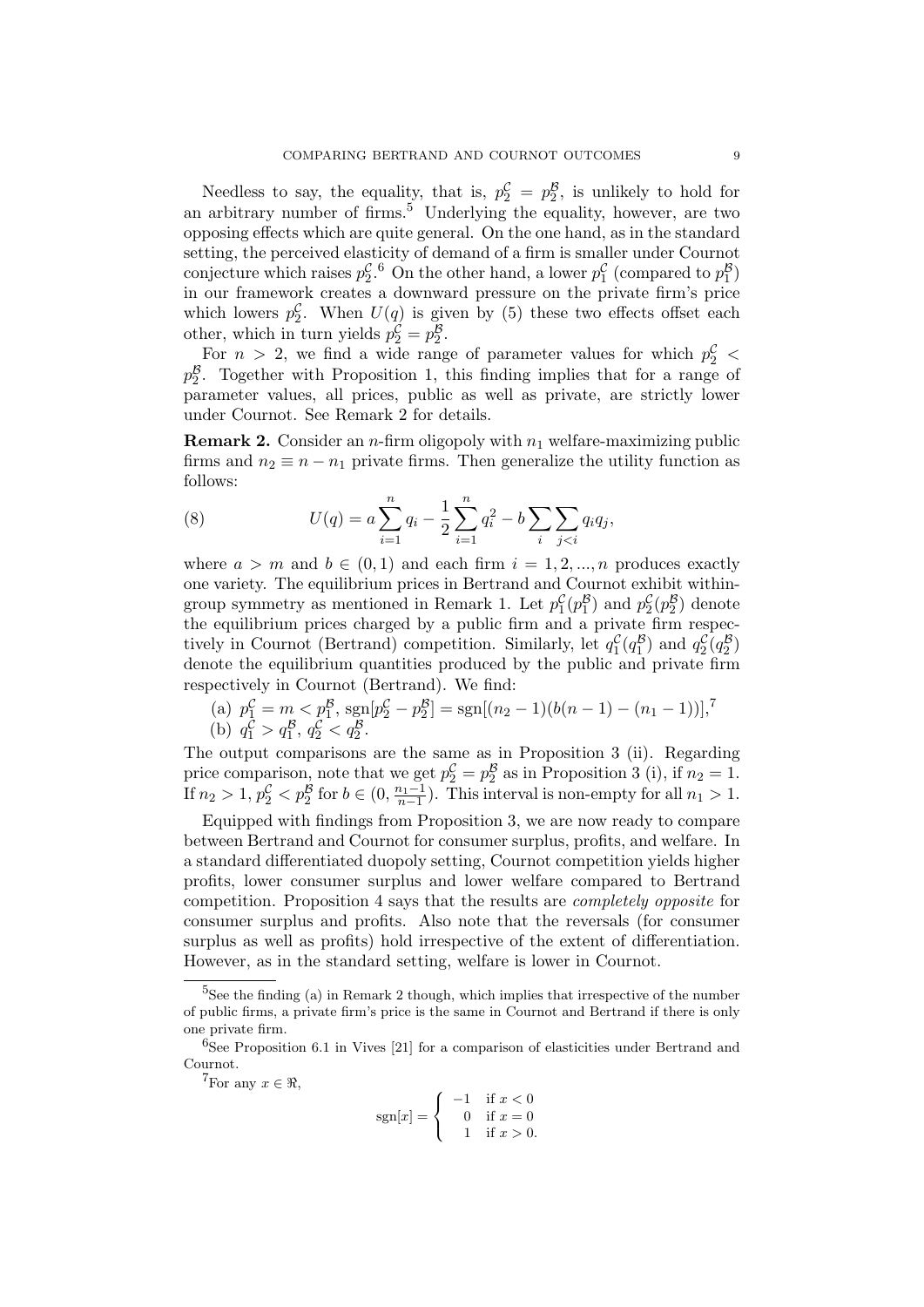Needless to say, the equality, that is, $p_2^{\mathcal{C}} = p_2^{\mathcal{B}}$, is unlikely to hold for an arbitrary number of firms.[5] Underlying the equality, however, are two opposing effects which are quite general. On the one hand, as in the standard setting, the perceived elasticity of demand of a firm is smaller under Cournot conjecture which raises $p_2^{\mathcal{C}}$.[6] On the other hand, a lower $p_1^{\mathcal{C}}$ (compared to $p_1^{\mathcal{B}}$) in our framework creates a downward pressure on the private firm's price which lowers $p_2^{\mathcal{C}}$. When $U(q)$ is given by (5) these two effects offset each other, which in turn yields $p_2^{\mathcal{C}} = p_2^{\mathcal{B}}$.

For $n > 2$, we find a wide range of parameter values for which $p_2^{\mathcal{C}} < p_2^{\mathcal{B}}$. Together with Proposition 1, this finding implies that for a range of parameter values, all prices, public as well as private, are strictly lower under Cournot. See Remark 2 for details.

**Remark 2.** Consider an $n$-firm oligopoly with $n_1$ welfare-maximizing public firms and $n_2 \equiv n - n_1$ private firms. Then generalize the utility function as follows:

$$U(q) = a\sum_{i=1}^{n} q_i - \frac{1}{2}\sum_{i=1}^{n} q_i^2 - b\sum_{i}\sum_{j<i} q_i q_j, \tag{8}$$

where $a > m$ and $b \in (0,1)$ and each firm $i = 1, 2, ..., n$ produces exactly one variety. The equilibrium prices in Bertrand and Cournot exhibit within-group symmetry as mentioned in Remark 1. Let $p_1^{\mathcal{C}}(p_1^{\mathcal{B}})$ and $p_2^{\mathcal{C}}(p_2^{\mathcal{B}})$ denote the equilibrium prices charged by a public firm and a private firm respectively in Cournot (Bertrand) competition. Similarly, let $q_1^{\mathcal{C}}(q_1^{\mathcal{B}})$ and $q_2^{\mathcal{C}}(q_2^{\mathcal{B}})$ denote the equilibrium quantities produced by the public and private firm respectively in Cournot (Bertrand). We find:

(a) $p_1^{\mathcal{C}} = m < p_1^{\mathcal{B}}$, $\text{sgn}[p_2^{\mathcal{C}} - p_2^{\mathcal{B}}] = \text{sgn}[(n_2-1)(b(n-1)-(n_1-1))]$,[7]
(b) $q_1^{\mathcal{C}} > q_1^{\mathcal{B}}$, $q_2^{\mathcal{C}} < q_2^{\mathcal{B}}$.

The output comparisons are the same as in Proposition 3 (ii). Regarding price comparison, note that we get $p_2^{\mathcal{C}} = p_2^{\mathcal{B}}$ as in Proposition 3 (i), if $n_2 = 1$. If $n_2 > 1$, $p_2^{\mathcal{C}} < p_2^{\mathcal{B}}$ for $b \in (0, \frac{n_1-1}{n-1})$. This interval is non-empty for all $n_1 > 1$.

Equipped with findings from Proposition 3, we are now ready to compare between Bertrand and Cournot for consumer surplus, profits, and welfare. In a standard differentiated duopoly setting, Cournot competition yields higher profits, lower consumer surplus and lower welfare compared to Bertrand competition. Proposition 4 says that the results are *completely opposite* for consumer surplus and profits. Also note that the reversals (for consumer surplus as well as profits) hold irrespective of the extent of differentiation. However, as in the standard setting, welfare is lower in Cournot.

---

[5] See the finding (a) in Remark 2 though, which implies that irrespective of the number of public firms, a private firm's price is the same in Cournot and Bertrand if there is only one private firm.

[6] See Proposition 6.1 in Vives [21] for a comparison of elasticities under Bertrand and Cournot.

[7] For any $x \in \Re$,

$$\text{sgn}[x] = \begin{cases} -1 & \text{if } x < 0 \\ 0 & \text{if } x = 0 \\ 1 & \text{if } x > 0. \end{cases}$$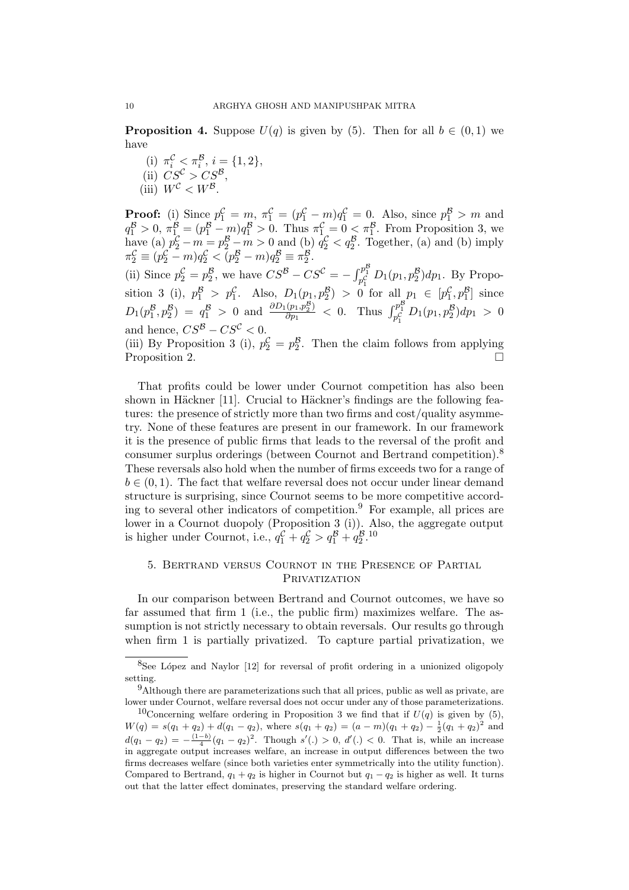**Proposition 4.** Suppose $U(q)$ is given by (5). Then for all $b \in (0,1)$ we have

(i) $\pi_i^{\mathcal{C}} < \pi_i^{\mathcal{B}}$, $i = \{1,2\}$,
(ii) $CS^{\mathcal{C}} > CS^{\mathcal{B}}$,
(iii) $W^{\mathcal{C}} < W^{\mathcal{B}}$.

**Proof:** (i) Since $p_1^{\mathcal{C}} = m$, $\pi_1^{\mathcal{C}} = (p_1^{\mathcal{C}} - m)q_1^{\mathcal{C}} = 0$. Also, since $p_1^{\mathcal{B}} > m$ and $q_1^{\mathcal{B}} > 0$, $\pi_1^{\mathcal{B}} = (p_1^{\mathcal{B}} - m)q_1^{\mathcal{B}} > 0$. Thus $\pi_1^{\mathcal{C}} = 0 < \pi_1^{\mathcal{B}}$. From Proposition 3, we have (a) $p_2^{\mathcal{C}} - m = p_2^{\mathcal{B}} - m > 0$ and (b) $q_2^{\mathcal{C}} < q_2^{\mathcal{B}}$. Together, (a) and (b) imply $\pi_2^{\mathcal{C}} \equiv (p_2^{\mathcal{C}} - m)q_2^{\mathcal{C}} < (p_2^{\mathcal{B}} - m)q_2^{\mathcal{B}} \equiv \pi_2^{\mathcal{B}}$.

(ii) Since $p_2^{\mathcal{C}} = p_2^{\mathcal{B}}$, we have $CS^{\mathcal{B}} - CS^{\mathcal{C}} = -\int_{p_1^{\mathcal{C}}}^{p_1^{\mathcal{B}}} D_1(p_1, p_2^{\mathcal{B}})dp_1$. By Proposition 3 (i), $p_1^{\mathcal{B}} > p_1^{\mathcal{C}}$. Also, $D_1(p_1, p_2^{\mathcal{B}}) > 0$ for all $p_1 \in [p_1^{\mathcal{C}}, p_1^{\mathcal{B}}]$ since $D_1(p_1^{\mathcal{B}}, p_2^{\mathcal{B}}) = q_1^{\mathcal{B}} > 0$ and $\frac{\partial D_1(p_1, p_2^{\mathcal{B}})}{\partial p_1} < 0$. Thus $\int_{p_1^{\mathcal{C}}}^{p_1^{\mathcal{B}}} D_1(p_1, p_2^{\mathcal{B}})dp_1 > 0$ and hence, $CS^{\mathcal{B}} - CS^{\mathcal{C}} < 0$.

(iii) By Proposition 3 (i), $p_2^{\mathcal{C}} = p_2^{\mathcal{B}}$. Then the claim follows from applying Proposition 2. □

That profits could be lower under Cournot competition has also been shown in Häckner [11]. Crucial to Häckner's findings are the following features: the presence of strictly more than two firms and cost/quality asymmetry. None of these features are present in our framework. In our framework it is the presence of public firms that leads to the reversal of the profit and consumer surplus orderings (between Cournot and Bertrand competition).[8] These reversals also hold when the number of firms exceeds two for a range of $b \in (0,1)$. The fact that welfare reversal does not occur under linear demand structure is surprising, since Cournot seems to be more competitive according to several other indicators of competition.[9] For example, all prices are lower in a Cournot duopoly (Proposition 3 (i)). Also, the aggregate output is higher under Cournot, i.e., $q_1^{\mathcal{C}} + q_2^{\mathcal{C}} > q_1^{\mathcal{B}} + q_2^{\mathcal{B}}$.[10]

## 5. Bertrand versus Cournot in the Presence of Partial Privatization

In our comparison between Bertrand and Cournot outcomes, we have so far assumed that firm 1 (i.e., the public firm) maximizes welfare. The assumption is not strictly necessary to obtain reversals. Our results go through when firm 1 is partially privatized. To capture partial privatization, we

---

[8] See López and Naylor [12] for reversal of profit ordering in a unionized oligopoly setting.

[9] Although there are parameterizations such that all prices, public as well as private, are lower under Cournot, welfare reversal does not occur under any of those parameterizations.

[10] Concerning welfare ordering in Proposition 3 we find that if $U(q)$ is given by (5), $W(q) = s(q_1 + q_2) + d(q_1 - q_2)$, where $s(q_1 + q_2) = (a - m)(q_1 + q_2) - \frac{1}{2}(q_1 + q_2)^2$ and $d(q_1 - q_2) = -\frac{(1-b)}{4}(q_1 - q_2)^2$. Though $s'(.) > 0$, $d'(.) < 0$. That is, while an increase in aggregate output increases welfare, an increase in output differences between the two firms decreases welfare (since both varieties enter symmetrically into the utility function). Compared to Bertrand, $q_1 + q_2$ is higher in Cournot but $q_1 - q_2$ is higher as well. It turns out that the latter effect dominates, preserving the standard welfare ordering.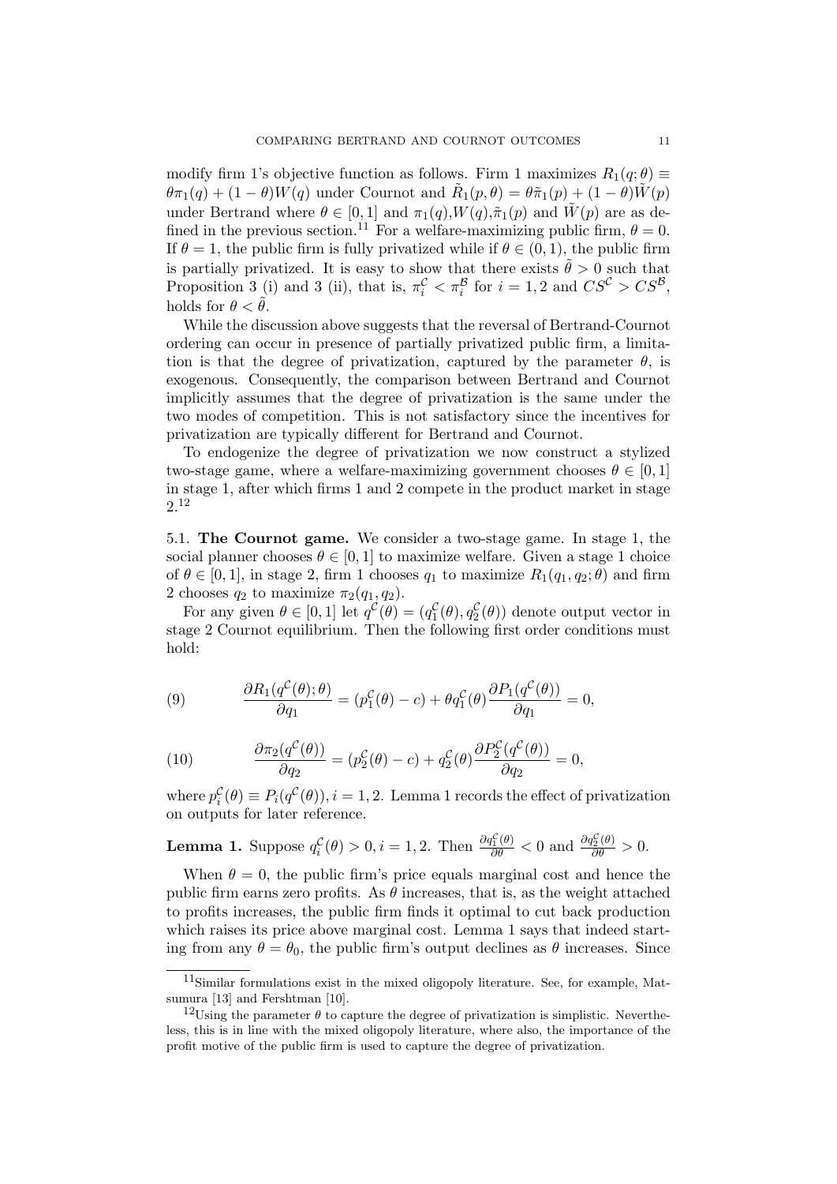modify firm 1's objective function as follows. Firm 1 maximizes $R_1(q;\theta) \equiv \theta\pi_1(q) + (1-\theta)W(q)$ under Cournot and $\tilde{R}_1(p,\theta) = \theta\tilde{\pi}_1(p) + (1-\theta)\tilde{W}(p)$ under Bertrand where $\theta \in [0,1]$ and $\pi_1(q)$,$W(q)$,$\tilde{\pi}_1(p)$ and $\tilde{W}(p)$ are as defined in the previous section.[11] For a welfare-maximizing public firm, $\theta = 0$. If $\theta = 1$, the public firm is fully privatized while if $\theta \in (0,1)$, the public firm is partially privatized. It is easy to show that there exists $\tilde{\theta} > 0$ such that Proposition 3 (i) and 3 (ii), that is, $\pi_i^{\mathcal{C}} < \pi_i^{\mathcal{B}}$ for $i = 1,2$ and $CS^{\mathcal{C}} > CS^{\mathcal{B}}$, holds for $\theta < \tilde{\theta}$.

While the discussion above suggests that the reversal of Bertrand-Cournot ordering can occur in presence of partially privatized public firm, a limitation is that the degree of privatization, captured by the parameter $\theta$, is exogenous. Consequently, the comparison between Bertrand and Cournot implicitly assumes that the degree of privatization is the same under the two modes of competition. This is not satisfactory since the incentives for privatization are typically different for Bertrand and Cournot.

To endogenize the degree of privatization we now construct a stylized two-stage game, where a welfare-maximizing government chooses $\theta \in [0,1]$ in stage 1, after which firms 1 and 2 compete in the product market in stage 2.[12]

5.1. **The Cournot game.** We consider a two-stage game. In stage 1, the social planner chooses $\theta \in [0,1]$ to maximize welfare. Given a stage 1 choice of $\theta \in [0,1]$, in stage 2, firm 1 chooses $q_1$ to maximize $R_1(q_1,q_2;\theta)$ and firm 2 chooses $q_2$ to maximize $\pi_2(q_1,q_2)$.

For any given $\theta \in [0,1]$ let $q^{\mathcal{C}}(\theta) = (q_1^{\mathcal{C}}(\theta), q_2^{\mathcal{C}}(\theta))$ denote output vector in stage 2 Cournot equilibrium. Then the following first order conditions must hold:

$$\frac{\partial R_1(q^{\mathcal{C}}(\theta);\theta)}{\partial q_1} = (p_1^{\mathcal{C}}(\theta) - c) + \theta q_1^{\mathcal{C}}(\theta)\frac{\partial P_1(q^{\mathcal{C}}(\theta))}{\partial q_1} = 0, \tag{9}$$

$$\frac{\partial \pi_2(q^{\mathcal{C}}(\theta))}{\partial q_2} = (p_2^{\mathcal{C}}(\theta) - c) + q_2^{\mathcal{C}}(\theta)\frac{\partial P_2^{\mathcal{C}}(q^{\mathcal{C}}(\theta))}{\partial q_2} = 0, \tag{10}$$

where $p_i^{\mathcal{C}}(\theta) \equiv P_i(q^{\mathcal{C}}(\theta)), i = 1,2$. Lemma 1 records the effect of privatization on outputs for later reference.

**Lemma 1.** Suppose $q_i^{\mathcal{C}}(\theta) > 0, i = 1,2$. Then $\frac{\partial q_1^{\mathcal{C}}(\theta)}{\partial \theta} < 0$ and $\frac{\partial q_2^{\mathcal{C}}(\theta)}{\partial \theta} > 0$.

When $\theta = 0$, the public firm's price equals marginal cost and hence the public firm earns zero profits. As $\theta$ increases, that is, as the weight attached to profits increases, the public firm finds it optimal to cut back production which raises its price above marginal cost. Lemma 1 says that indeed starting from any $\theta = \theta_0$, the public firm's output declines as $\theta$ increases. Since

[11] Similar formulations exist in the mixed oligopoly literature. See, for example, Matsumura [13] and Fershtman [10].

[12] Using the parameter $\theta$ to capture the degree of privatization is simplistic. Nevertheless, this is in line with the mixed oligopoly literature, where also, the importance of the profit motive of the public firm is used to capture the degree of privatization.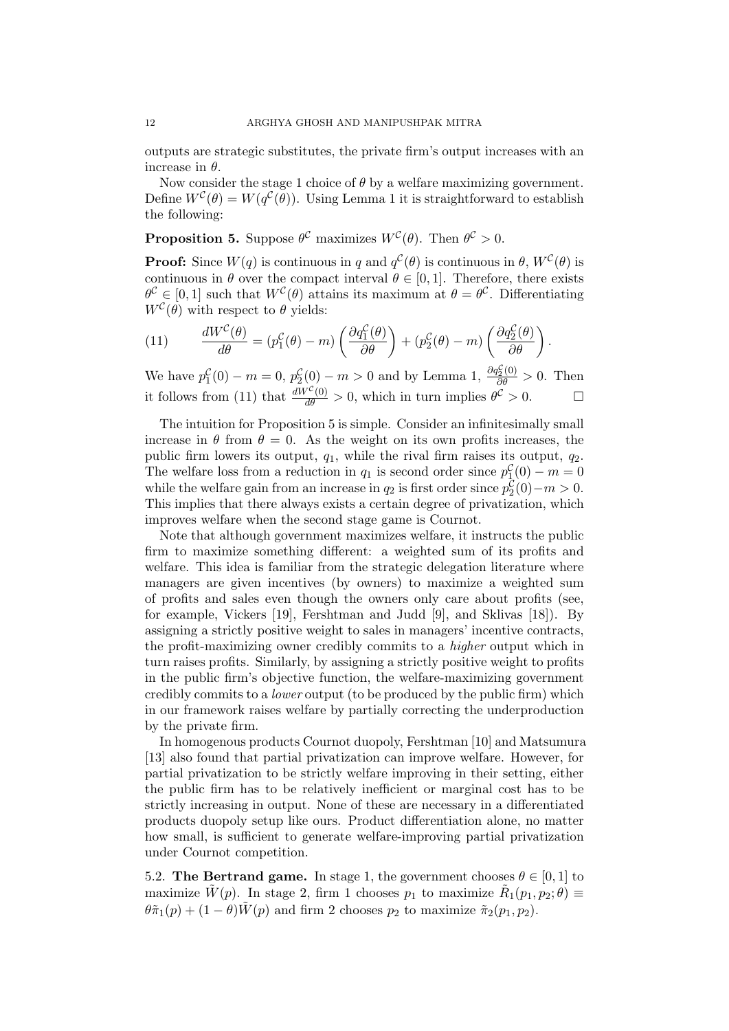outputs are strategic substitutes, the private firm's output increases with an increase in $\theta$.

Now consider the stage 1 choice of $\theta$ by a welfare maximizing government. Define $W^{\mathcal{C}}(\theta) = W(q^{\mathcal{C}}(\theta))$. Using Lemma 1 it is straightforward to establish the following:

**Proposition 5.** Suppose $\theta^{\mathcal{C}}$ maximizes $W^{\mathcal{C}}(\theta)$. Then $\theta^{\mathcal{C}} > 0$.

**Proof:** Since $W(q)$ is continuous in $q$ and $q^{\mathcal{C}}(\theta)$ is continuous in $\theta$, $W^{\mathcal{C}}(\theta)$ is continuous in $\theta$ over the compact interval $\theta \in [0, 1]$. Therefore, there exists $\theta^{\mathcal{C}} \in [0, 1]$ such that $W^{\mathcal{C}}(\theta)$ attains its maximum at $\theta = \theta^{\mathcal{C}}$. Differentiating $W^{\mathcal{C}}(\theta)$ with respect to $\theta$ yields:

$$\text{(11)} \qquad \frac{dW^{\mathcal{C}}(\theta)}{d\theta} = (p_1^{\mathcal{C}}(\theta) - m)\left(\frac{\partial q_1^{\mathcal{C}}(\theta)}{\partial \theta}\right) + (p_2^{\mathcal{C}}(\theta) - m)\left(\frac{\partial q_2^{\mathcal{C}}(\theta)}{\partial \theta}\right).$$

We have $p_1^{\mathcal{C}}(0) - m = 0$, $p_2^{\mathcal{C}}(0) - m > 0$ and by Lemma 1, $\frac{\partial q_2^{\mathcal{C}}(0)}{\partial \theta} > 0$. Then it follows from (11) that $\frac{dW^{\mathcal{C}}(0)}{d\theta} > 0$, which in turn implies $\theta^{\mathcal{C}} > 0$. $\square$

The intuition for Proposition 5 is simple. Consider an infinitesimally small increase in $\theta$ from $\theta = 0$. As the weight on its own profits increases, the public firm lowers its output, $q_1$, while the rival firm raises its output, $q_2$. The welfare loss from a reduction in $q_1$ is second order since $p_1^{\mathcal{C}}(0) - m = 0$ while the welfare gain from an increase in $q_2$ is first order since $p_2^{\mathcal{C}}(0) - m > 0$. This implies that there always exists a certain degree of privatization, which improves welfare when the second stage game is Cournot.

Note that although government maximizes welfare, it instructs the public firm to maximize something different: a weighted sum of its profits and welfare. This idea is familiar from the strategic delegation literature where managers are given incentives (by owners) to maximize a weighted sum of profits and sales even though the owners only care about profits (see, for example, Vickers [19], Fershtman and Judd [9], and Sklivas [18]). By assigning a strictly positive weight to sales in managers' incentive contracts, the profit-maximizing owner credibly commits to a *higher* output which in turn raises profits. Similarly, by assigning a strictly positive weight to profits in the public firm's objective function, the welfare-maximizing government credibly commits to a *lower* output (to be produced by the public firm) which in our framework raises welfare by partially correcting the underproduction by the private firm.

In homogenous products Cournot duopoly, Fershtman [10] and Matsumura [13] also found that partial privatization can improve welfare. However, for partial privatization to be strictly welfare improving in their setting, either the public firm has to be relatively inefficient or marginal cost has to be strictly increasing in output. None of these are necessary in a differentiated products duopoly setup like ours. Product differentiation alone, no matter how small, is sufficient to generate welfare-improving partial privatization under Cournot competition.

5.2. **The Bertrand game.** In stage 1, the government chooses $\theta \in [0, 1]$ to maximize $\tilde{W}(p)$. In stage 2, firm 1 chooses $p_1$ to maximize $\tilde{R}_1(p_1, p_2; \theta) \equiv \theta\tilde{\pi}_1(p) + (1 - \theta)\tilde{W}(p)$ and firm 2 chooses $p_2$ to maximize $\tilde{\pi}_2(p_1, p_2)$.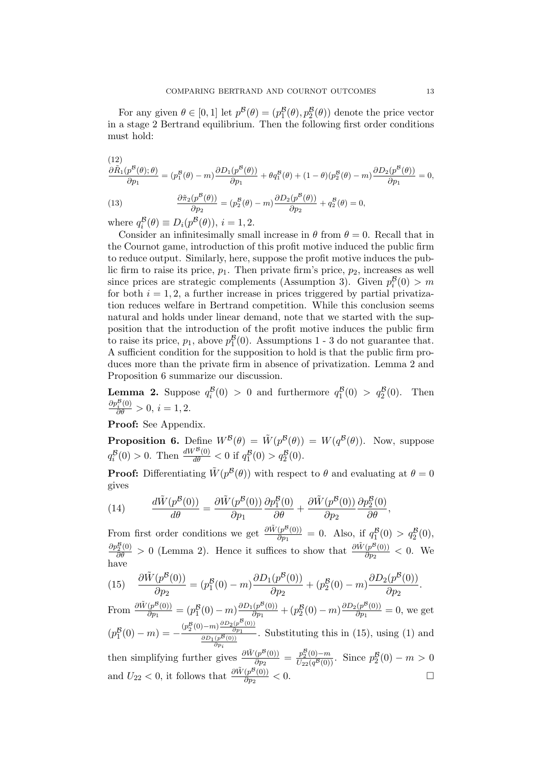For any given $\theta \in [0,1]$ let $p^{\mathcal{B}}(\theta) = (p_1^{\mathcal{B}}(\theta), p_2^{\mathcal{B}}(\theta))$ denote the price vector in a stage 2 Bertrand equilibrium. Then the following first order conditions must hold:

$$\frac{\partial \tilde{R}_1(p^{\mathcal{B}}(\theta);\theta)}{\partial p_1} = (p_1^{\mathcal{B}}(\theta) - m)\frac{\partial D_1(p^{\mathcal{B}}(\theta))}{\partial p_1} + \theta q_1^{\mathcal{B}}(\theta) + (1-\theta)(p_2^{\mathcal{B}}(\theta) - m)\frac{\partial D_2(p^{\mathcal{B}}(\theta))}{\partial p_1} = 0, \tag{12}$$

$$\frac{\partial \tilde{\pi}_2(p^{\mathcal{B}}(\theta))}{\partial p_2} = (p_2^{\mathcal{B}}(\theta) - m)\frac{\partial D_2(p^{\mathcal{B}}(\theta))}{\partial p_2} + q_2^{\mathcal{B}}(\theta) = 0, \tag{13}$$

where $q_i^{\mathcal{B}}(\theta) \equiv D_i(p^{\mathcal{B}}(\theta))$, $i = 1, 2$.

Consider an infinitesimally small increase in $\theta$ from $\theta = 0$. Recall that in the Cournot game, introduction of this profit motive induced the public firm to reduce output. Similarly, here, suppose the profit motive induces the public firm to raise its price, $p_1$. Then private firm's price, $p_2$, increases as well since prices are strategic complements (Assumption 3). Given $p_i^{\mathcal{B}}(0) > m$ for both $i = 1, 2$, a further increase in prices triggered by partial privatization reduces welfare in Bertrand competition. While this conclusion seems natural and holds under linear demand, note that we started with the supposition that the introduction of the profit motive induces the public firm to raise its price, $p_1$, above $p_1^{\mathcal{B}}(0)$. Assumptions 1 - 3 do not guarantee that. A sufficient condition for the supposition to hold is that the public firm produces more than the private firm in absence of privatization. Lemma 2 and Proposition 6 summarize our discussion.

**Lemma 2.** Suppose $q_i^{\mathcal{B}}(0) > 0$ and furthermore $q_1^{\mathcal{B}}(0) > q_2^{\mathcal{B}}(0)$. Then $\frac{\partial p_i^{\mathcal{B}}(0)}{\partial \theta} > 0$, $i = 1, 2$.

**Proof:** See Appendix.

**Proposition 6.** Define $W^{\mathcal{B}}(\theta) = \tilde{W}(p^{\mathcal{B}}(\theta)) = W(q^{\mathcal{B}}(\theta))$. Now, suppose $q_i^{\mathcal{B}}(0) > 0$. Then $\frac{dW^{\mathcal{B}}(0)}{d\theta} < 0$ if $q_1^{\mathcal{B}}(0) > q_2^{\mathcal{B}}(0)$.

**Proof:** Differentiating $\tilde{W}(p^{\mathcal{B}}(\theta))$ with respect to $\theta$ and evaluating at $\theta = 0$ gives

$$\frac{d\tilde{W}(p^{\mathcal{B}}(0))}{d\theta} = \frac{\partial \tilde{W}(p^{\mathcal{B}}(0))}{\partial p_1}\frac{\partial p_1^{\mathcal{B}}(0)}{\partial \theta} + \frac{\partial \tilde{W}(p^{\mathcal{B}}(0))}{\partial p_2}\frac{\partial p_2^{\mathcal{B}}(0)}{\partial \theta}, \tag{14}$$

From first order conditions we get $\frac{\partial \tilde{W}(p^{\mathcal{B}}(0))}{\partial p_1} = 0$. Also, if $q_1^{\mathcal{B}}(0) > q_2^{\mathcal{B}}(0)$, $\frac{\partial p_2^{\mathcal{B}}(0)}{\partial \theta} > 0$ (Lemma 2). Hence it suffices to show that $\frac{\partial \tilde{W}(p^{\mathcal{B}}(0))}{\partial p_2} < 0$. We have

$$\frac{\partial \tilde{W}(p^{\mathcal{B}}(0))}{\partial p_2} = (p_1^{\mathcal{B}}(0) - m)\frac{\partial D_1(p^{\mathcal{B}}(0))}{\partial p_2} + (p_2^{\mathcal{B}}(0) - m)\frac{\partial D_2(p^{\mathcal{B}}(0))}{\partial p_2}. \tag{15}$$

From $\frac{\partial \tilde{W}(p^{\mathcal{B}}(0))}{\partial p_1} = (p_1^{\mathcal{B}}(0) - m)\frac{\partial D_1(p^{\mathcal{B}}(0))}{\partial p_1} + (p_2^{\mathcal{B}}(0) - m)\frac{\partial D_2(p^{\mathcal{B}}(0))}{\partial p_1} = 0$, we get $(p_1^{\mathcal{B}}(0) - m) = -\frac{(p_2^{\mathcal{B}}(0) - m)\frac{\partial D_2(p^{\mathcal{B}}(0))}{\partial p_1}}{\frac{\partial D_1(p^{\mathcal{B}}(0))}{\partial p_i}}$. Substituting this in (15), using (1) and then simplifying further gives $\frac{\partial \tilde{W}(p^{\mathcal{B}}(0))}{\partial p_2} = \frac{p_2^{\mathcal{B}}(0) - m}{U_{22}(q^{\mathcal{B}}(0))}$. Since $p_2^{\mathcal{B}}(0) - m > 0$ and $U_{22} < 0$, it follows that $\frac{\partial \tilde{W}(p^{\mathcal{B}}(0))}{\partial p_2} < 0$. □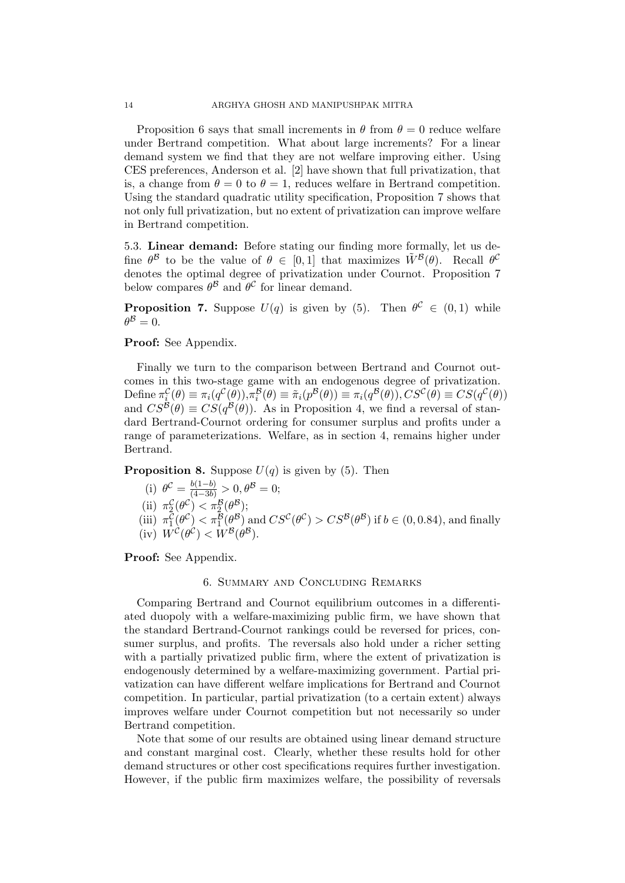Proposition 6 says that small increments in $\theta$ from $\theta = 0$ reduce welfare under Bertrand competition. What about large increments? For a linear demand system we find that they are not welfare improving either. Using CES preferences, Anderson et al. [2] have shown that full privatization, that is, a change from $\theta = 0$ to $\theta = 1$, reduces welfare in Bertrand competition. Using the standard quadratic utility specification, Proposition 7 shows that not only full privatization, but no extent of privatization can improve welfare in Bertrand competition.

5.3. **Linear demand:** Before stating our finding more formally, let us define $\theta^{\mathcal{B}}$ to be the value of $\theta \in [0, 1]$ that maximizes $\tilde{W}^{\mathcal{B}}(\theta)$. Recall $\theta^{\mathcal{C}}$ denotes the optimal degree of privatization under Cournot. Proposition 7 below compares $\theta^{\mathcal{B}}$ and $\theta^{\mathcal{C}}$ for linear demand.

**Proposition 7.** Suppose $U(q)$ is given by (5). Then $\theta^{\mathcal{C}} \in (0, 1)$ while $\theta^{\mathcal{B}} = 0$.

**Proof:** See Appendix.

Finally we turn to the comparison between Bertrand and Cournot outcomes in this two-stage game with an endogenous degree of privatization. Define $\pi_i^{\mathcal{C}}(\theta) \equiv \pi_i(q^{\mathcal{C}}(\theta)), \pi_i^{\mathcal{B}}(\theta) \equiv \tilde{\pi}_i(p^{\mathcal{B}}(\theta)) \equiv \pi_i(q^{\mathcal{B}}(\theta)), CS^{\mathcal{C}}(\theta) \equiv CS(q^{\mathcal{C}}(\theta))$ and $CS^{\mathcal{B}}(\theta) \equiv CS(q^{\mathcal{B}}(\theta))$. As in Proposition 4, we find a reversal of standard Bertrand-Cournot ordering for consumer surplus and profits under a range of parameterizations. Welfare, as in section 4, remains higher under Bertrand.

**Proposition 8.** Suppose $U(q)$ is given by (5). Then

(i) $\theta^{\mathcal{C}} = \frac{b(1-b)}{(4-3b)} > 0, \theta^{\mathcal{B}} = 0$;
(ii) $\pi_2^{\mathcal{C}}(\theta^{\mathcal{C}}) < \pi_2^{\mathcal{B}}(\theta^{\mathcal{B}})$;
(iii) $\pi_1^{\mathcal{C}}(\theta^{\mathcal{C}}) < \pi_1^{\mathcal{B}}(\theta^{\mathcal{B}})$ and $CS^{\mathcal{C}}(\theta^{\mathcal{C}}) > CS^{\mathcal{B}}(\theta^{\mathcal{B}})$ if $b \in (0, 0.84)$, and finally
(iv) $W^{\mathcal{C}}(\theta^{\mathcal{C}}) < W^{\mathcal{B}}(\theta^{\mathcal{B}})$.

**Proof:** See Appendix.

## 6. Summary and Concluding Remarks

Comparing Bertrand and Cournot equilibrium outcomes in a differentiated duopoly with a welfare-maximizing public firm, we have shown that the standard Bertrand-Cournot rankings could be reversed for prices, consumer surplus, and profits. The reversals also hold under a richer setting with a partially privatized public firm, where the extent of privatization is endogenously determined by a welfare-maximizing government. Partial privatization can have different welfare implications for Bertrand and Cournot competition. In particular, partial privatization (to a certain extent) always improves welfare under Cournot competition but not necessarily so under Bertrand competition.

Note that some of our results are obtained using linear demand structure and constant marginal cost. Clearly, whether these results hold for other demand structures or other cost specifications requires further investigation. However, if the public firm maximizes welfare, the possibility of reversals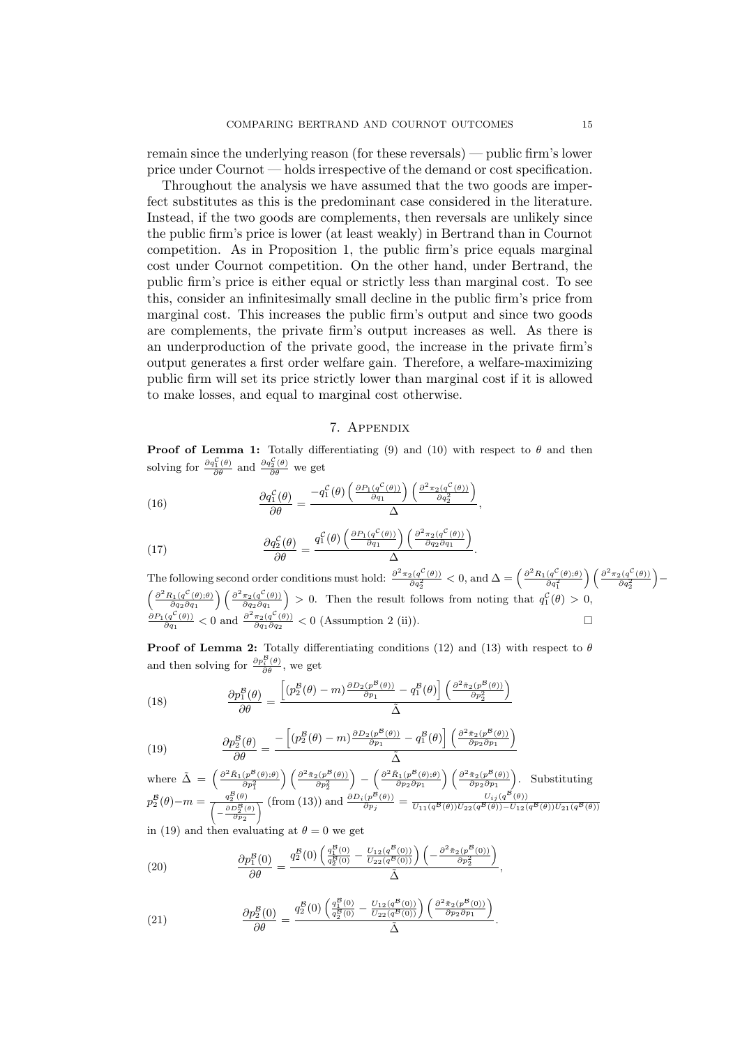remain since the underlying reason (for these reversals) — public firm's lower price under Cournot — holds irrespective of the demand or cost specification.

Throughout the analysis we have assumed that the two goods are imperfect substitutes as this is the predominant case considered in the literature. Instead, if the two goods are complements, then reversals are unlikely since the public firm's price is lower (at least weakly) in Bertrand than in Cournot competition. As in Proposition 1, the public firm's price equals marginal cost under Cournot competition. On the other hand, under Bertrand, the public firm's price is either equal or strictly less than marginal cost. To see this, consider an infinitesimally small decline in the public firm's price from marginal cost. This increases the public firm's output and since two goods are complements, the private firm's output increases as well. As there is an underproduction of the private good, the increase in the private firm's output generates a first order welfare gain. Therefore, a welfare-maximizing public firm will set its price strictly lower than marginal cost if it is allowed to make losses, and equal to marginal cost otherwise.

## 7. Appendix

**Proof of Lemma 1:** Totally differentiating (9) and (10) with respect to $\theta$ and then solving for $\frac{\partial q_1^{\mathcal{C}}(\theta)}{\partial \theta}$ and $\frac{\partial q_2^{\mathcal{C}}(\theta)}{\partial \theta}$ we get

$$\frac{\partial q_1^{\mathcal{C}}(\theta)}{\partial \theta} = \frac{-q_1^{\mathcal{C}}(\theta)\left(\frac{\partial P_1(q^{\mathcal{C}}(\theta))}{\partial q_1}\right)\left(\frac{\partial^2 \pi_2(q^{\mathcal{C}}(\theta))}{\partial q_2^2}\right)}{\Delta}, \tag{16}$$

$$\frac{\partial q_2^{\mathcal{C}}(\theta)}{\partial \theta} = \frac{q_1^{\mathcal{C}}(\theta)\left(\frac{\partial P_1(q^{\mathcal{C}}(\theta))}{\partial q_1}\right)\left(\frac{\partial^2 \pi_2(q^{\mathcal{C}}(\theta))}{\partial q_2 \partial q_1}\right)}{\Delta}. \tag{17}$$

The following second order conditions must hold: $\frac{\partial^2 \pi_2(q^{\mathcal{C}}(\theta))}{\partial q_2^2} < 0$, and $\Delta = \left(\frac{\partial^2 R_1(q^{\mathcal{C}}(\theta);\theta)}{\partial q_1^2}\right)\left(\frac{\partial^2 \pi_2(q^{\mathcal{C}}(\theta))}{\partial q_2^2}\right) - \left(\frac{\partial^2 R_1(q^{\mathcal{C}}(\theta);\theta)}{\partial q_2 \partial q_1}\right)\left(\frac{\partial^2 \pi_2(q^{\mathcal{C}}(\theta))}{\partial q_2 \partial q_1}\right) > 0$. Then the result follows from noting that $q_1^{\mathcal{C}}(\theta) > 0$, $\frac{\partial P_1(q^{\mathcal{C}}(\theta))}{\partial q_1} < 0$ and $\frac{\partial^2 \pi_2(q^{\mathcal{C}}(\theta))}{\partial q_1 \partial q_2} < 0$ (Assumption 2 (ii)). $\square$

**Proof of Lemma 2:** Totally differentiating conditions (12) and (13) with respect to $\theta$ and then solving for $\frac{\partial p_1^{\mathcal{B}}(\theta)}{\partial \theta}$, we get

$$\frac{\partial p_1^{\mathcal{B}}(\theta)}{\partial \theta} = \frac{\left[(p_2^{\mathcal{B}}(\theta) - m)\frac{\partial D_2(p^{\mathcal{B}}(\theta))}{\partial p_1} - q_1^{\mathcal{B}}(\theta)\right]\left(\frac{\partial^2 \tilde{\pi}_2(p^{\mathcal{B}}(\theta))}{\partial p_2^2}\right)}{\tilde{\Delta}} \tag{18}$$

$$\frac{\partial p_2^{\mathcal{B}}(\theta)}{\partial \theta} = \frac{-\left[(p_2^{\mathcal{B}}(\theta) - m)\frac{\partial D_2(p^{\mathcal{B}}(\theta))}{\partial p_1} - q_1^{\mathcal{B}}(\theta)\right]\left(\frac{\partial^2 \tilde{\pi}_2(p^{\mathcal{B}}(\theta))}{\partial p_2 \partial p_1}\right)}{\tilde{\Delta}} \tag{19}$$

where $\tilde{\Delta} = \left(\frac{\partial^2 \tilde{R}_1(p^{\mathcal{B}}(\theta);\theta)}{\partial p_1^2}\right)\left(\frac{\partial^2 \tilde{\pi}_2(p^{\mathcal{B}}(\theta))}{\partial p_2^2}\right) - \left(\frac{\partial^2 \tilde{R}_1(p^{\mathcal{B}}(\theta);\theta)}{\partial p_2 \partial p_1}\right)\left(\frac{\partial^2 \tilde{\pi}_2(p^{\mathcal{B}}(\theta))}{\partial p_2 \partial p_1}\right)$. Substituting $p_2^{\mathcal{B}}(\theta) - m = \frac{q_2^{\mathcal{B}}(\theta)}{\left(-\frac{\partial D_2^{\mathcal{B}}(\theta)}{\partial p_2}\right)}$ (from (13)) and $\frac{\partial D_i(p^{\mathcal{B}}(\theta))}{\partial p_j} = \frac{U_{ij}(q^{\mathcal{B}}(\theta))}{U_{11}(q^{\mathcal{B}}(\theta))U_{22}(q^{\mathcal{B}}(\theta)) - U_{12}(q^{\mathcal{B}}(\theta))U_{21}(q^{\mathcal{B}}(\theta))}$ in (19) and then evaluating at $\theta = 0$ we get

$$\frac{\partial p_1^{\mathcal{B}}(0)}{\partial \theta} = \frac{q_2^{\mathcal{B}}(0)\left(\frac{q_1^{\mathcal{B}}(0)}{q_2^{\mathcal{B}}(0)} - \frac{U_{12}(q^{\mathcal{B}}(0))}{U_{22}(q^{\mathcal{B}}(0))}\right)\left(-\frac{\partial^2 \tilde{\pi}_2(p^{\mathcal{B}}(0))}{\partial p_2^2}\right)}{\tilde{\Delta}}, \tag{20}$$

$$\frac{\partial p_2^{\mathcal{B}}(0)}{\partial \theta} = \frac{q_2^{\mathcal{B}}(0)\left(\frac{q_1^{\mathcal{B}}(0)}{q_2^{\mathcal{B}}(0)} - \frac{U_{12}(q^{\mathcal{B}}(0))}{U_{22}(q^{\mathcal{B}}(0))}\right)\left(\frac{\partial^2 \tilde{\pi}_2(p^{\mathcal{B}}(0))}{\partial p_2 \partial p_1}\right)}{\tilde{\Delta}}. \tag{21}$$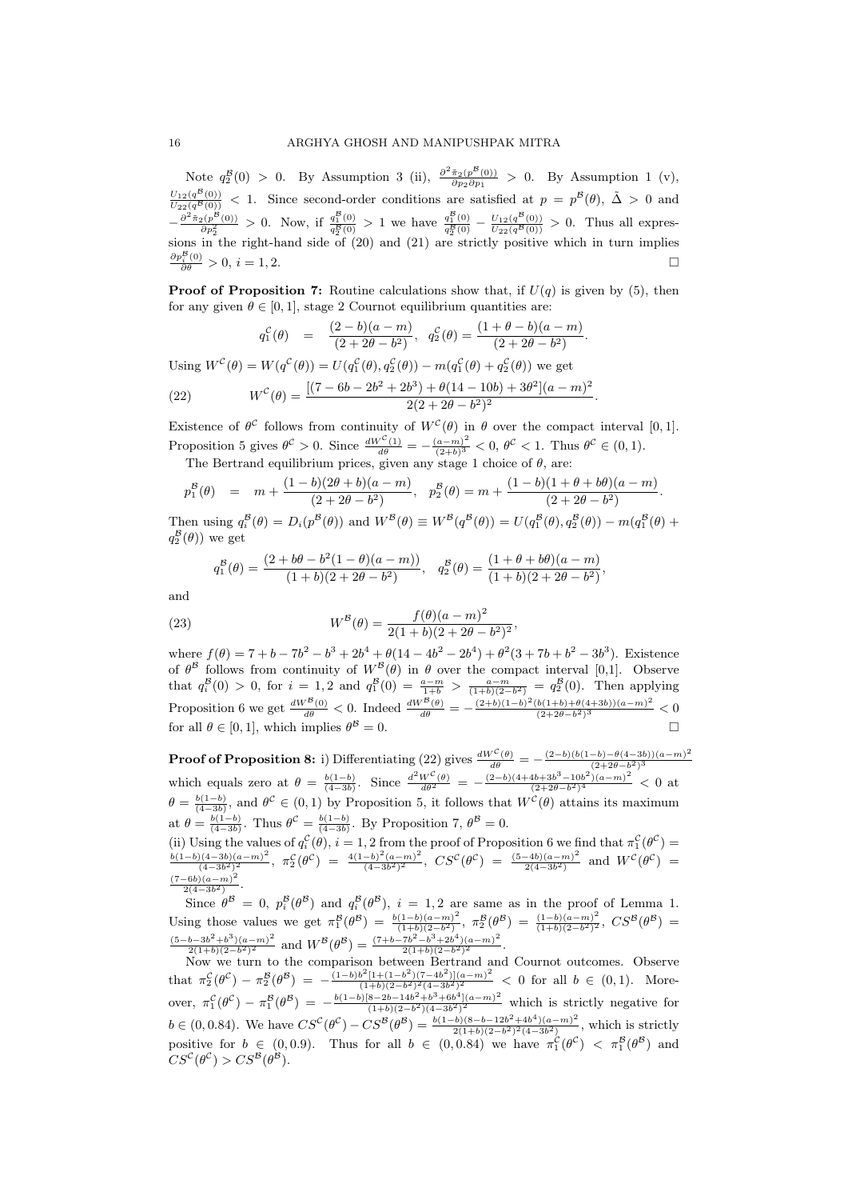Note $q_2^{\mathcal{B}}(0) > 0$. By Assumption 3 (ii), $\frac{\partial^2 \tilde{\pi}_2(p^{\mathcal{B}}(0))}{\partial p_2 \partial p_1} > 0$. By Assumption 1 (v), $\frac{U_{12}(q^{\mathcal{B}}(0))}{U_{22}(q^{\mathcal{B}}(0))} < 1$. Since second-order conditions are satisfied at $p = p^{\mathcal{B}}(\theta)$, $\tilde{\Delta} > 0$ and $-\frac{\partial^2 \tilde{\pi}_2(p^{\mathcal{B}}(0))}{\partial p_2^2} > 0$. Now, if $\frac{q_1^{\mathcal{B}}(0)}{q_2^{\mathcal{B}}(0)} > 1$ we have $\frac{q_1^{\mathcal{B}}(0)}{q_2^{\mathcal{B}}(0)} - \frac{U_{12}(q^{\mathcal{B}}(0))}{U_{22}(q^{\mathcal{B}}(0))} > 0$. Thus all expressions in the right-hand side of (20) and (21) are strictly positive which in turn implies $\frac{\partial p_i^{\mathcal{B}}(0)}{\partial \theta} > 0$, $i = 1, 2$. $\square$

**Proof of Proposition 7:** Routine calculations show that, if $U(q)$ is given by (5), then for any given $\theta \in [0, 1]$, stage 2 Cournot equilibrium quantities are:

$$q_1^{\mathcal{C}}(\theta) = \frac{(2-b)(a-m)}{(2+2\theta-b^2)}, \quad q_2^{\mathcal{C}}(\theta) = \frac{(1+\theta-b)(a-m)}{(2+2\theta-b^2)}.$$

Using $W^{\mathcal{C}}(\theta) = W(q^{\mathcal{C}}(\theta)) = U(q_1^{\mathcal{C}}(\theta), q_2^{\mathcal{C}}(\theta)) - m(q_1^{\mathcal{C}}(\theta) + q_2^{\mathcal{C}}(\theta))$ we get

$$W^{\mathcal{C}}(\theta) = \frac{[(7-6b-2b^2+2b^3)+\theta(14-10b)+3\theta^2](a-m)^2}{2(2+2\theta-b^2)^2}. \tag{22}$$

Existence of $\theta^{\mathcal{C}}$ follows from continuity of $W^{\mathcal{C}}(\theta)$ in $\theta$ over the compact interval $[0, 1]$. Proposition 5 gives $\theta^{\mathcal{C}} > 0$. Since $\frac{dW^{\mathcal{C}}(1)}{d\theta} = -\frac{(a-m)^2}{(2+b)^3} < 0$, $\theta^{\mathcal{C}} < 1$. Thus $\theta^{\mathcal{C}} \in (0, 1)$.

The Bertrand equilibrium prices, given any stage 1 choice of $\theta$, are:

$$p_1^{\mathcal{B}}(\theta) = m + \frac{(1-b)(2\theta+b)(a-m)}{(2+2\theta-b^2)}, \quad p_2^{\mathcal{B}}(\theta) = m + \frac{(1-b)(1+\theta+b\theta)(a-m)}{(2+2\theta-b^2)}.$$

Then using $q_i^{\mathcal{B}}(\theta) = D_i(p^{\mathcal{B}}(\theta))$ and $W^{\mathcal{B}}(\theta) \equiv W^{\mathcal{B}}(q^{\mathcal{B}}(\theta)) = U(q_1^{\mathcal{B}}(\theta), q_2^{\mathcal{B}}(\theta)) - m(q_1^{\mathcal{B}}(\theta) + q_2^{\mathcal{B}}(\theta))$ we get

$$q_1^{\mathcal{B}}(\theta) = \frac{(2+b\theta-b^2(1-\theta)(a-m))}{(1+b)(2+2\theta-b^2)}, \quad q_2^{\mathcal{B}}(\theta) = \frac{(1+\theta+b\theta)(a-m)}{(1+b)(2+2\theta-b^2)},$$

and

$$W^{\mathcal{B}}(\theta) = \frac{f(\theta)(a-m)^2}{2(1+b)(2+2\theta-b^2)^2}, \tag{23}$$

where $f(\theta) = 7 + b - 7b^2 - b^3 + 2b^4 + \theta(14 - 4b^2 - 2b^4) + \theta^2(3 + 7b + b^2 - 3b^3)$. Existence of $\theta^{\mathcal{B}}$ follows from continuity of $W^{\mathcal{B}}(\theta)$ in $\theta$ over the compact interval [0,1]. Observe that $q_i^{\mathcal{B}}(0) > 0$, for $i = 1, 2$ and $q_1^{\mathcal{B}}(0) = \frac{a-m}{1+b} > \frac{a-m}{(1+b)(2-b^2)} = q_2^{\mathcal{B}}(0)$. Then applying Proposition 6 we get $\frac{dW^{\mathcal{B}}(0)}{d\theta} < 0$. Indeed $\frac{dW^{\mathcal{B}}(\theta)}{d\theta} = -\frac{(2+b)(1-b)^2(b(1+b)+\theta(4+3b))(a-m)^2}{(2+2\theta-b^2)^3} < 0$ for all $\theta \in [0, 1]$, which implies $\theta^{\mathcal{B}} = 0$. $\square$

**Proof of Proposition 8:** i) Differentiating (22) gives $\frac{dW^{\mathcal{C}}(\theta)}{d\theta} = -\frac{(2-b)(b(1-b)-\theta(4-3b))(a-m)^2}{(2+2\theta-b^2)^3}$ which equals zero at $\theta = \frac{b(1-b)}{(4-3b)}$. Since $\frac{d^2W^{\mathcal{C}}(\theta)}{d\theta^2} = -\frac{(2-b)(4+4b+3b^3-10b^2)(a-m)^2}{(2+2\theta-b^2)^4} < 0$ at $\theta = \frac{b(1-b)}{(4-3b)}$, and $\theta^{\mathcal{C}} \in (0, 1)$ by Proposition 5, it follows that $W^{\mathcal{C}}(\theta)$ attains its maximum at $\theta = \frac{b(1-b)}{(4-3b)}$. Thus $\theta^{\mathcal{C}} = \frac{b(1-b)}{(4-3b)}$. By Proposition 7, $\theta^{\mathcal{B}} = 0$.

(ii) Using the values of $q_i^{\mathcal{C}}(\theta)$, $i = 1, 2$ from the proof of Proposition 6 we find that $\pi_1^{\mathcal{C}}(\theta^{\mathcal{C}}) = \frac{b(1-b)(4-3b)(a-m)^2}{(4-3b^2)^2}$, $\pi_2^{\mathcal{C}}(\theta^{\mathcal{C}}) = \frac{4(1-b)^2(a-m)^2}{(4-3b^2)^2}$, $CS^{\mathcal{C}}(\theta^{\mathcal{C}}) = \frac{(5-4b)(a-m)^2}{2(4-3b^2)}$ and $W^{\mathcal{C}}(\theta^{\mathcal{C}}) = \frac{(7-6b)(a-m)^2}{2(4-3b^2)}$.

Since $\theta^{\mathcal{B}} = 0$, $p_i^{\mathcal{B}}(\theta^{\mathcal{B}})$ and $q_i^{\mathcal{B}}(\theta^{\mathcal{B}})$, $i = 1, 2$ are same as in the proof of Lemma 1. Using those values we get $\pi_1^{\mathcal{B}}(\theta^{\mathcal{B}}) = \frac{b(1-b)(a-m)^2}{(1+b)(2-b^2)}$, $\pi_2^{\mathcal{B}}(\theta^{\mathcal{B}}) = \frac{(1-b)(a-m)^2}{(1+b)(2-b^2)^2}$, $CS^{\mathcal{B}}(\theta^{\mathcal{B}}) = \frac{(5-b-3b^2+b^3)(a-m)^2}{2(1+b)(2-b^2)^2}$ and $W^{\mathcal{B}}(\theta^{\mathcal{B}}) = \frac{(7+b-7b^2-b^3+2b^4)(a-m)^2}{2(1+b)(2-b^2)^2}$.

Now we turn to the comparison between Bertrand and Cournot outcomes. Observe that $\pi_2^{\mathcal{C}}(\theta^{\mathcal{C}}) - \pi_2^{\mathcal{B}}(\theta^{\mathcal{B}}) = -\frac{(1-b)b^2[1+(1-b^2)(7-4b^2)](a-m)^2}{(1+b)(2-b^2)^2(4-3b^2)^2} < 0$ for all $b \in (0, 1)$. Moreover, $\pi_1^{\mathcal{C}}(\theta^{\mathcal{C}}) - \pi_1^{\mathcal{B}}(\theta^{\mathcal{B}}) = -\frac{b(1-b)[8-2b-14b^2+b^3+6b^4](a-m)^2}{(1+b)(2-b^2)(4-3b^2)^2}$ which is strictly negative for $b \in (0, 0.84)$. We have $CS^{\mathcal{C}}(\theta^{\mathcal{C}}) - CS^{\mathcal{B}}(\theta^{\mathcal{B}}) = \frac{b(1-b)(8-b-12b^2+4b^4)(a-m)^2}{2(1+b)(2-b^2)^2(4-3b^2)}$, which is strictly positive for $b \in (0, 0.9)$. Thus for all $b \in (0, 0.84)$ we have $\pi_1^{\mathcal{C}}(\theta^{\mathcal{C}}) < \pi_1^{\mathcal{B}}(\theta^{\mathcal{B}})$ and $CS^{\mathcal{C}}(\theta^{\mathcal{C}}) > CS^{\mathcal{B}}(\theta^{\mathcal{B}})$.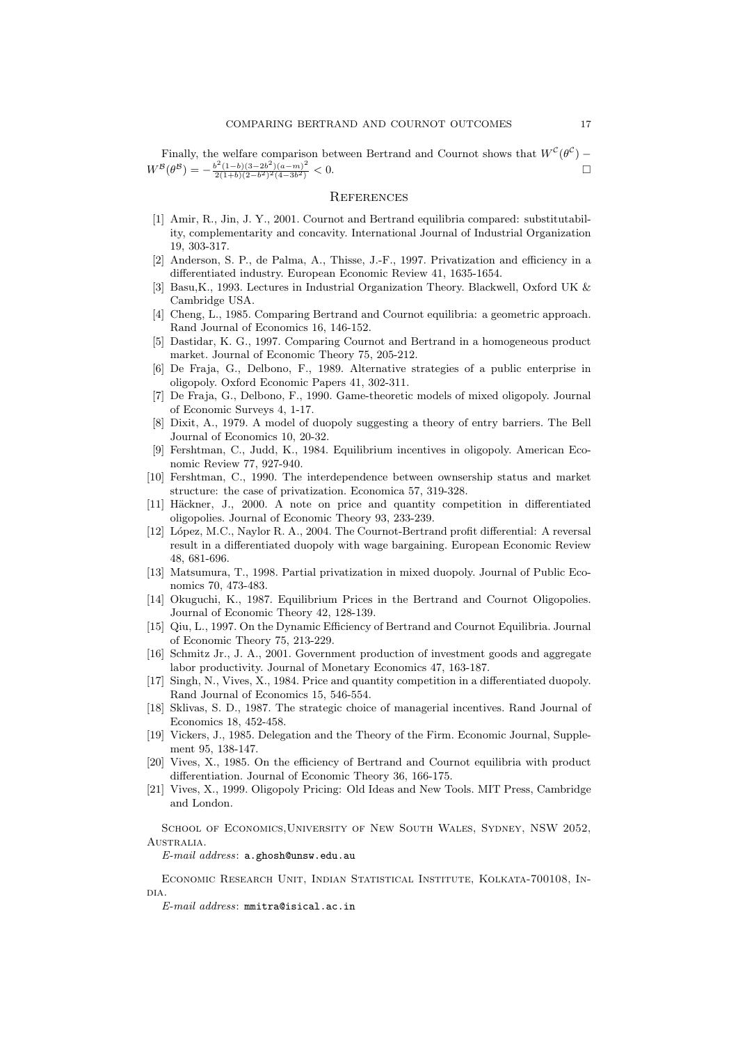Finally, the welfare comparison between Bertrand and Cournot shows that $W^{\mathcal{C}}(\theta^{\mathcal{C}}) - W^{\mathcal{B}}(\theta^{\mathcal{B}}) = -\frac{b^2(1-b)(3-2b^2)(a-m)^2}{2(1+b)(2-b^2)^2(4-3b^2)} < 0$. □

## References

[1] Amir, R., Jin, J. Y., 2001. Cournot and Bertrand equilibria compared: substitutability, complementarity and concavity. International Journal of Industrial Organization 19, 303-317.

[2] Anderson, S. P., de Palma, A., Thisse, J.-F., 1997. Privatization and efficiency in a differentiated industry. European Economic Review 41, 1635-1654.

[3] Basu,K., 1993. Lectures in Industrial Organization Theory. Blackwell, Oxford UK & Cambridge USA.

[4] Cheng, L., 1985. Comparing Bertrand and Cournot equilibria: a geometric approach. Rand Journal of Economics 16, 146-152.

[5] Dastidar, K. G., 1997. Comparing Cournot and Bertrand in a homogeneous product market. Journal of Economic Theory 75, 205-212.

[6] De Fraja, G., Delbono, F., 1989. Alternative strategies of a public enterprise in oligopoly. Oxford Economic Papers 41, 302-311.

[7] De Fraja, G., Delbono, F., 1990. Game-theoretic models of mixed oligopoly. Journal of Economic Surveys 4, 1-17.

[8] Dixit, A., 1979. A model of duopoly suggesting a theory of entry barriers. The Bell Journal of Economics 10, 20-32.

[9] Fershtman, C., Judd, K., 1984. Equilibrium incentives in oligopoly. American Economic Review 77, 927-940.

[10] Fershtman, C., 1990. The interdependence between ownsership status and market structure: the case of privatization. Economica 57, 319-328.

[11] Häckner, J., 2000. A note on price and quantity competition in differentiated oligopolies. Journal of Economic Theory 93, 233-239.

[12] López, M.C., Naylor R. A., 2004. The Cournot-Bertrand profit differential: A reversal result in a differentiated duopoly with wage bargaining. European Economic Review 48, 681-696.

[13] Matsumura, T., 1998. Partial privatization in mixed duopoly. Journal of Public Economics 70, 473-483.

[14] Okuguchi, K., 1987. Equilibrium Prices in the Bertrand and Cournot Oligopolies. Journal of Economic Theory 42, 128-139.

[15] Qiu, L., 1997. On the Dynamic Efficiency of Bertrand and Cournot Equilibria. Journal of Economic Theory 75, 213-229.

[16] Schmitz Jr., J. A., 2001. Government production of investment goods and aggregate labor productivity. Journal of Monetary Economics 47, 163-187.

[17] Singh, N., Vives, X., 1984. Price and quantity competition in a differentiated duopoly. Rand Journal of Economics 15, 546-554.

[18] Sklivas, S. D., 1987. The strategic choice of managerial incentives. Rand Journal of Economics 18, 452-458.

[19] Vickers, J., 1985. Delegation and the Theory of the Firm. Economic Journal, Supplement 95, 138-147.

[20] Vives, X., 1985. On the efficiency of Bertrand and Cournot equilibria with product differentiation. Journal of Economic Theory 36, 166-175.

[21] Vives, X., 1999. Oligopoly Pricing: Old Ideas and New Tools. MIT Press, Cambridge and London.

School of Economics, University of New South Wales, Sydney, NSW 2052, Australia.

*E-mail address*: a.ghosh@unsw.edu.au

Economic Research Unit, Indian Statistical Institute, Kolkata-700108, India.

*E-mail address*: mmitra@isical.ac.in